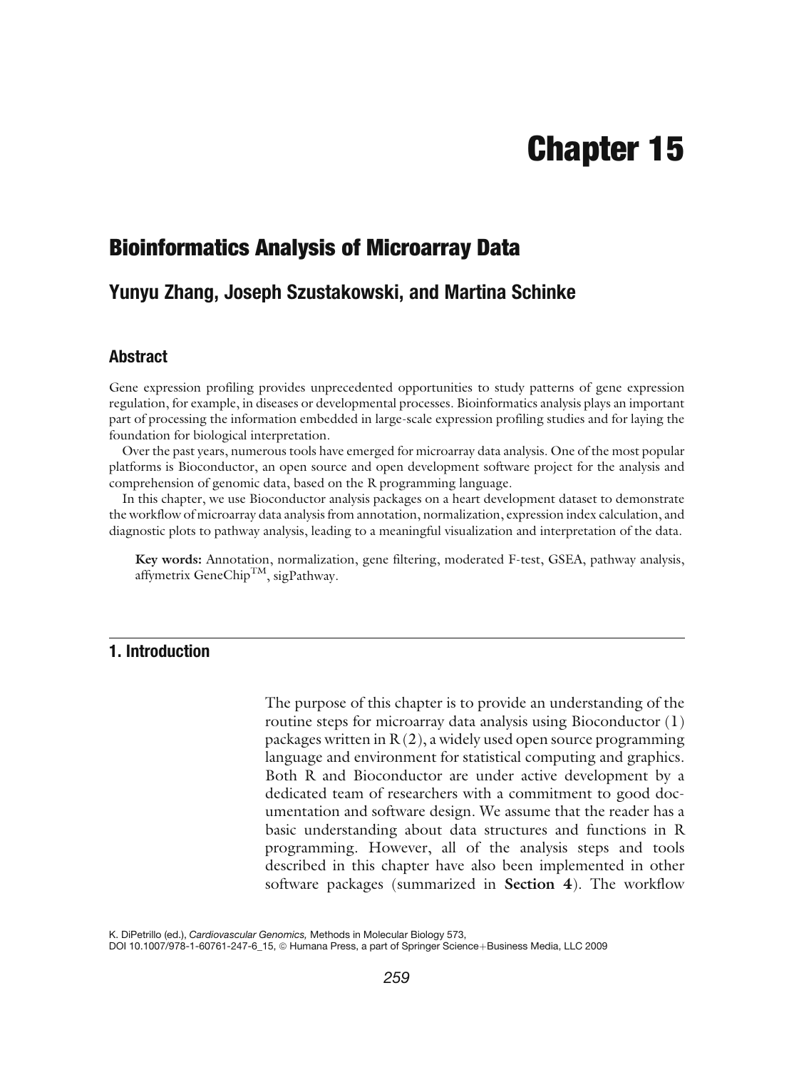# Chapter 15

## Bioinformatics Analysis of Microarray Data

### Yunyu Zhang, Joseph Szustakowski, and Martina Schinke

### Abstract

Gene expression profiling provides unprecedented opportunities to study patterns of gene expression regulation, for example, in diseases or developmental processes. Bioinformatics analysis plays an important part of processing the information embedded in large-scale expression profiling studies and for laying the foundation for biological interpretation.

Over the past years, numerous tools have emerged for microarray data analysis. One of the most popular platforms is Bioconductor, an open source and open development software project for the analysis and comprehension of genomic data, based on the R programming language.

In this chapter, we use Bioconductor analysis packages on a heart development dataset to demonstrate the workflow of microarray data analysis from annotation, normalization, expression index calculation, and diagnostic plots to pathway analysis, leading to a meaningful visualization and interpretation of the data.

**Key words:** Annotation, normalization, gene filtering, moderated F-test, GSEA, pathway analysis, affymetrix GeneChip$^{TM}$, sigPathway.

## 1. Introduction

The purpose of this chapter is to provide an understanding of the routine steps for microarray data analysis using Bioconductor (1) packages written in R (2), a widely used open source programming language and environment for statistical computing and graphics. Both R and Bioconductor are under active development by a dedicated team of researchers with a commitment to good documentation and software design. We assume that the reader has a basic understanding about data structures and functions in R programming. However, all of the analysis steps and tools described in this chapter have also been implemented in other software packages (summarized in **Section 4**). The workflow

K. DiPetrillo (ed.), *Cardiovascular Genomics,* Methods in Molecular Biology 573,
DOI 10.1007/978-1-60761-247-6_15, © Humana Press, a part of Springer Science+Business Media, LLC 2009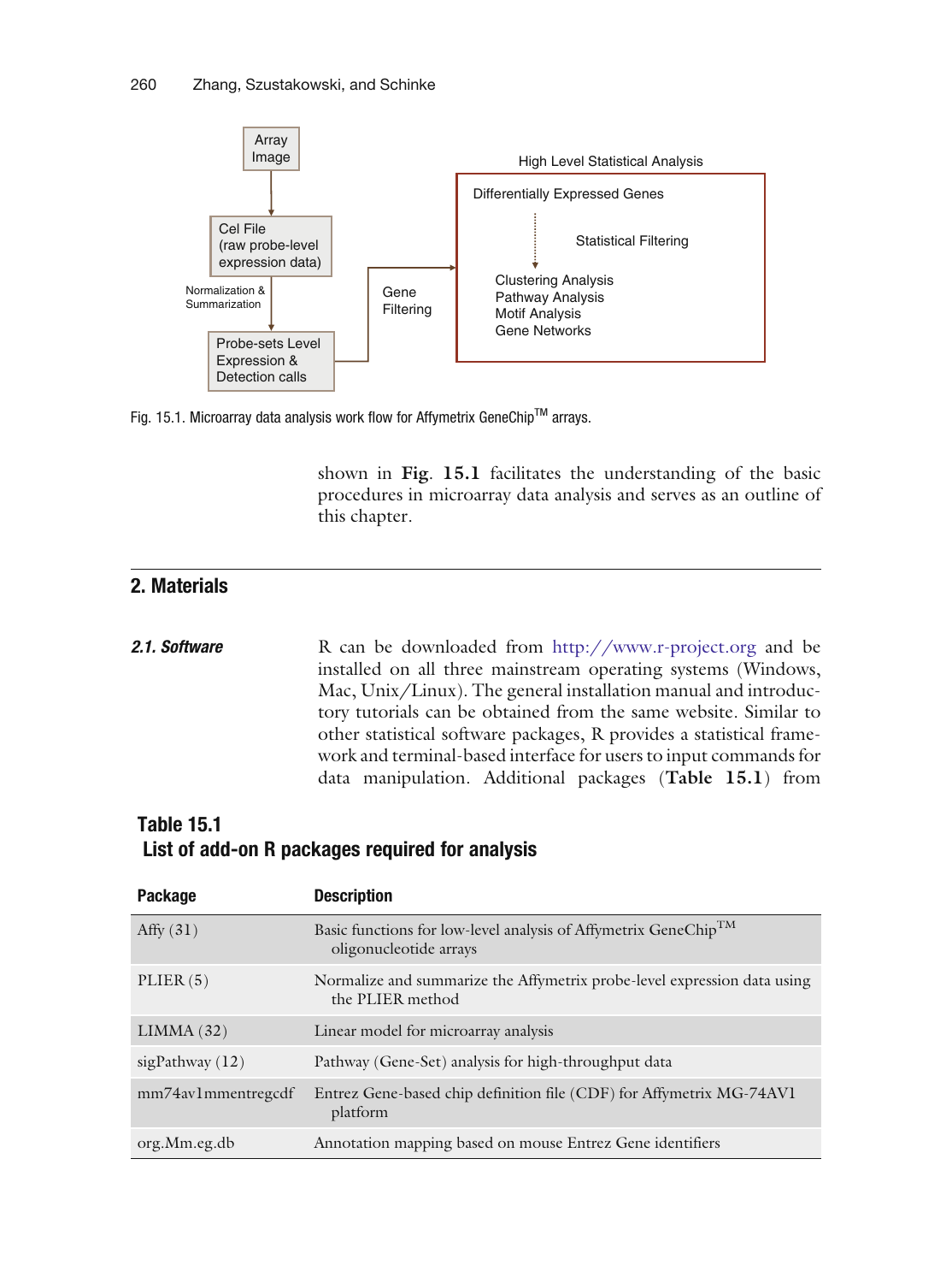Fig. 15.1. Microarray data analysis work flow for Affymetrix GeneChip™ arrays.

shown in **Fig. 15.1** facilitates the understanding of the basic procedures in microarray data analysis and serves as an outline of this chapter.

## 2. Materials

### *2.1. Software*

R can be downloaded from http://www.r-project.org and be installed on all three mainstream operating systems (Windows, Mac, Unix/Linux). The general installation manual and introductory tutorials can be obtained from the same website. Similar to other statistical software packages, R provides a statistical framework and terminal-based interface for users to input commands for data manipulation. Additional packages (**Table 15.1**) from

**Table 15.1**
**List of add-on R packages required for analysis**

| Package | Description |
| --- | --- |
| Affy (31) | Basic functions for low-level analysis of Affymetrix GeneChip™ oligonucleotide arrays |
| PLIER (5) | Normalize and summarize the Affymetrix probe-level expression data using the PLIER method |
| LIMMA (32) | Linear model for microarray analysis |
| sigPathway (12) | Pathway (Gene-Set) analysis for high-throughput data |
| mm74av1mmentregcdf | Entrez Gene-based chip definition file (CDF) for Affymetrix MG-74AV1 platform |
| org.Mm.eg.db | Annotation mapping based on mouse Entrez Gene identifiers |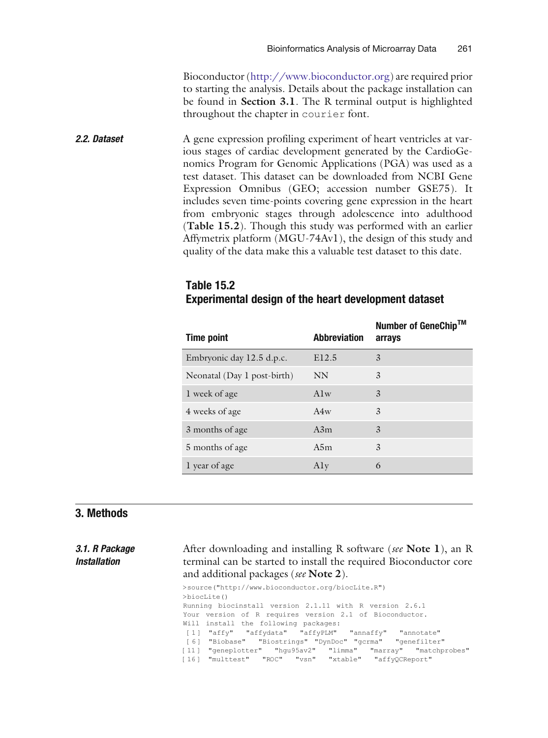Bioconductor (http://www.bioconductor.org) are required prior to starting the analysis. Details about the package installation can be found in **Section 3.1**. The R terminal output is highlighted throughout the chapter in `courier` font.

### *2.2. Dataset*

A gene expression profiling experiment of heart ventricles at various stages of cardiac development generated by the CardioGenomics Program for Genomic Applications (PGA) was used as a test dataset. This dataset can be downloaded from NCBI Gene Expression Omnibus (GEO; accession number GSE75). It includes seven time-points covering gene expression in the heart from embryonic stages through adolescence into adulthood (**Table 15.2**). Though this study was performed with an earlier Affymetrix platform (MGU-74Av1), the design of this study and quality of the data make this a valuable test dataset to this date.

**Table 15.2**
**Experimental design of the heart development dataset**

| Time point | Abbreviation | Number of GeneChip™ arrays |
|---|---|---|
| Embryonic day 12.5 d.p.c. | E12.5 | 3 |
| Neonatal (Day 1 post-birth) | NN | 3 |
| 1 week of age | A1w | 3 |
| 4 weeks of age | A4w | 3 |
| 3 months of age | A3m | 3 |
| 5 months of age | A5m | 3 |
| 1 year of age | A1y | 6 |

## 3. Methods

### *3.1. R Package Installation*

After downloading and installing R software (*see* **Note 1**), an R terminal can be started to install the required Bioconductor core and additional packages (*see* **Note 2**).

```
>source("http://www.bioconductor.org/biocLite.R")
>biocLite()
Running biocinstall version 2.1.11 with R version 2.6.1
Your version of R requires version 2.1 of Bioconductor.
Will install the following packages:
 [1] "affy"    "affydata"   "affyPLM"   "annaffy"   "annotate"
 [6] "Biobase"   "Biostrings" "DynDoc" "gcrma"   "genefilter"
[11] "geneplotter"   "hgu95av2"   "limma"   "marray"   "matchprobes"
[16] "multtest"   "ROC"   "vsn"   "xtable"   "affyQCReport"
```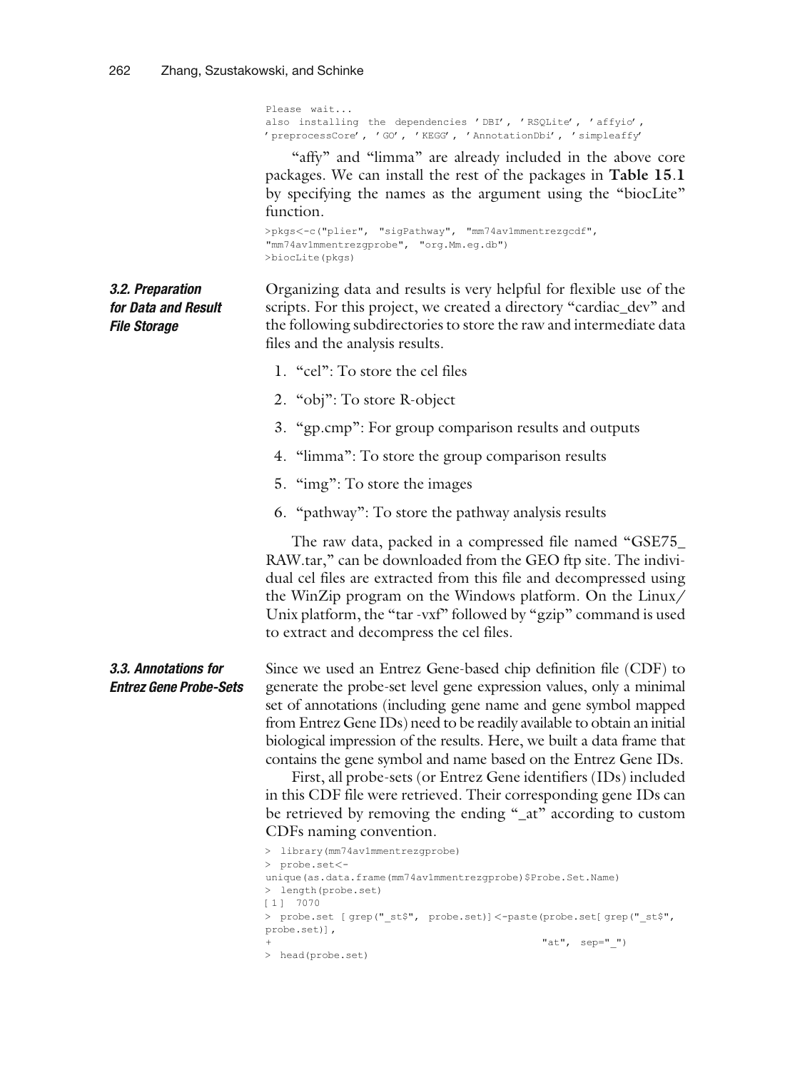```
Please wait...
also installing the dependencies 'DBI', 'RSQLite', 'affyio',
'preprocessCore', 'GO', 'KEGG', 'AnnotationDbi', 'simpleaffy'
```

"affy" and "limma" are already included in the above core packages. We can install the rest of the packages in **Table 15.1** by specifying the names as the argument using the "biocLite" function.

```
>pkgs<-c("plier", "sigPathway", "mm74av1mmentrezgcdf",
"mm74av1mmentrezgprobe", "org.Mm.eg.db")
>biocLite(pkgs)
```

### 3.2. Preparation for Data and Result File Storage

Organizing data and results is very helpful for flexible use of the scripts. For this project, we created a directory "cardiac_dev" and the following subdirectories to store the raw and intermediate data files and the analysis results.

1. "cel": To store the cel files
2. "obj": To store R-object
3. "gp.cmp": For group comparison results and outputs
4. "limma": To store the group comparison results
5. "img": To store the images
6. "pathway": To store the pathway analysis results

The raw data, packed in a compressed file named "GSE75_RAW.tar," can be downloaded from the GEO ftp site. The individual cel files are extracted from this file and decompressed using the WinZip program on the Windows platform. On the Linux/Unix platform, the "tar -vxf" followed by "gzip" command is used to extract and decompress the cel files.

### 3.3. Annotations for Entrez Gene Probe-Sets

Since we used an Entrez Gene-based chip definition file (CDF) to generate the probe-set level gene expression values, only a minimal set of annotations (including gene name and gene symbol mapped from Entrez Gene IDs) need to be readily available to obtain an initial biological impression of the results. Here, we built a data frame that contains the gene symbol and name based on the Entrez Gene IDs.

First, all probe-sets (or Entrez Gene identifiers (IDs) included in this CDF file were retrieved. Their corresponding gene IDs can be retrieved by removing the ending "_at" according to custom CDFs naming convention.

```
> library(mm74av1mmentrezgprobe)
> probe.set<-
unique(as.data.frame(mm74av1mmentrezgprobe)$Probe.Set.Name)
> length(probe.set)
[1] 7070
> probe.set [grep("_st$", probe.set)]<-paste(probe.set[grep("_st$",
probe.set)],
+                                              "at", sep="_")
> head(probe.set)
```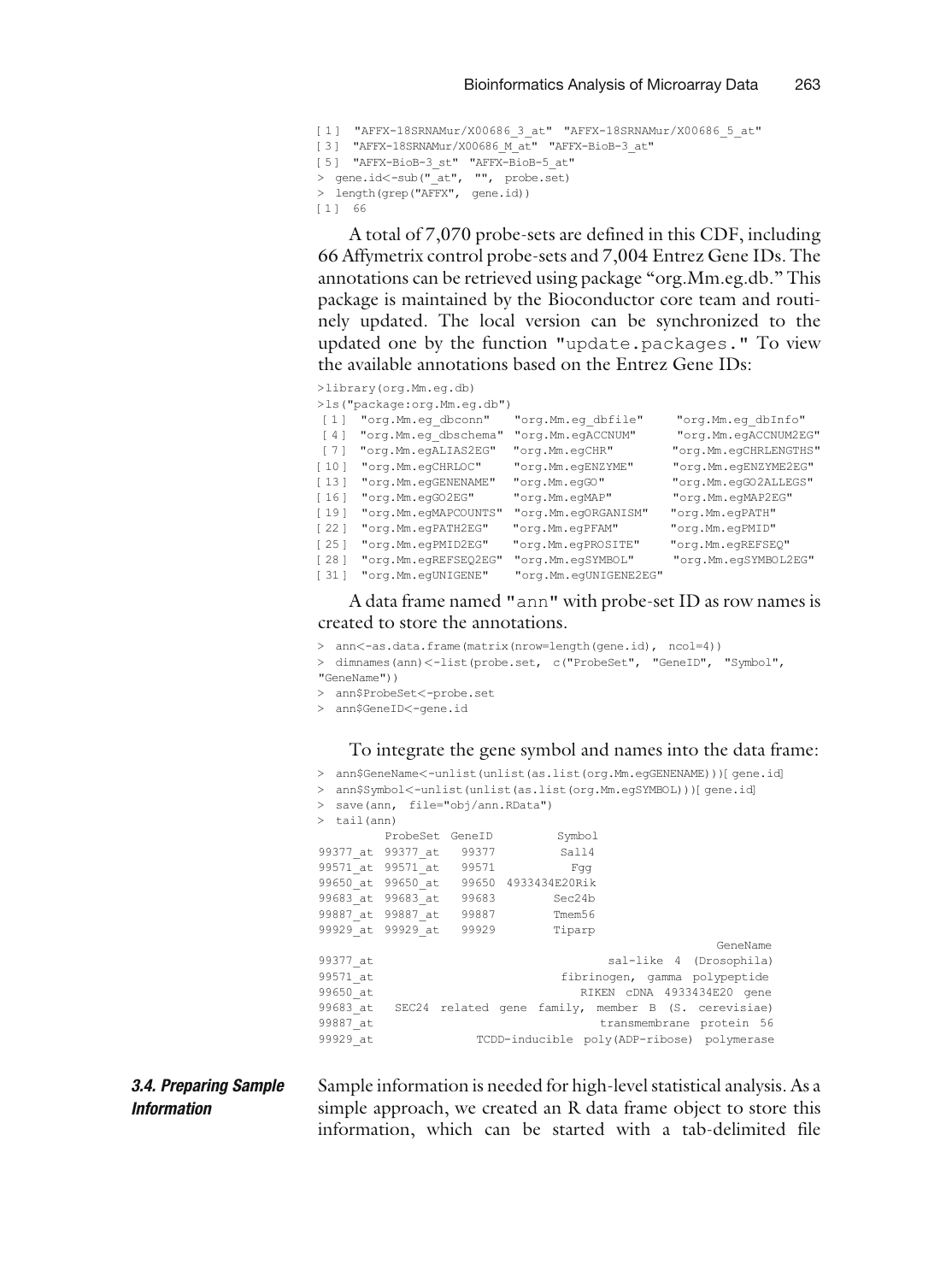```
[1] "AFFX-18SRNAMur/X00686_3_at" "AFFX-18SRNAMur/X00686_5_at"
[3] "AFFX-18SRNAMur/X00686_M_at" "AFFX-BioB-3_at"
[5] "AFFX-BioB-3_st" "AFFX-BioB-5_at"
> gene.id<-sub("_at", "", probe.set)
> length(grep("AFFX", gene.id))
[1] 66
```

A total of 7,070 probe-sets are defined in this CDF, including 66 Affymetrix control probe-sets and 7,004 Entrez Gene IDs. The annotations can be retrieved using package "org.Mm.eg.db." This package is maintained by the Bioconductor core team and routinely updated. The local version can be synchronized to the updated one by the function "update.packages." To view the available annotations based on the Entrez Gene IDs:

```
>library(org.Mm.eg.db)
>ls("package:org.Mm.eg.db")
 [1] "org.Mm.eg_dbconn"    "org.Mm.eg_dbfile"     "org.Mm.eg_dbInfo"
 [4] "org.Mm.eg_dbschema"  "org.Mm.egACCNUM"      "org.Mm.egACCNUM2EG"
 [7] "org.Mm.egALIAS2EG"   "org.Mm.egCHR"         "org.Mm.egCHRLENGTHS"
[10] "org.Mm.egCHRLOC"     "org.Mm.egENZYME"      "org.Mm.egENZYME2EG"
[13] "org.Mm.egGENENAME"   "org.Mm.egGO"          "org.Mm.egGO2ALLEGS"
[16] "org.Mm.egGO2EG"      "org.Mm.egMAP"         "org.Mm.egMAP2EG"
[19] "org.Mm.egMAPCOUNTS"  "org.Mm.egORGANISM"    "org.Mm.egPATH"
[22] "org.Mm.egPATH2EG"    "org.Mm.egPFAM"        "org.Mm.egPMID"
[25] "org.Mm.egPMID2EG"    "org.Mm.egPROSITE"     "org.Mm.egREFSEQ"
[28] "org.Mm.egREFSEQ2EG"  "org.Mm.egSYMBOL"      "org.Mm.egSYMBOL2EG"
[31] "org.Mm.egUNIGENE"    "org.Mm.egUNIGENE2EG"
```

A data frame named "ann" with probe-set ID as row names is created to store the annotations.

```
> ann<-as.data.frame(matrix(nrow=length(gene.id), ncol=4))
> dimnames(ann)<-list(probe.set, c("ProbeSet", "GeneID", "Symbol",
"GeneName"))
> ann$ProbeSet<-probe.set
> ann$GeneID<-gene.id
```

To integrate the gene symbol and names into the data frame:

```
> ann$GeneName<-unlist(unlist(as.list(org.Mm.egGENENAME)))[gene.id]
> ann$Symbol<-unlist(unlist(as.list(org.Mm.egSYMBOL)))[gene.id]
> save(ann, file="obj/ann.RData")
> tail(ann)
         ProbeSet  GeneID        Symbol
99377_at 99377_at   99377         Sall4
99571_at 99571_at   99571           Fgg
99650_at 99650_at   99650 4933434E20Rik
99683_at 99683_at   99683        Sec24b
99887_at 99887_at   99887        Tmem56
99929_at 99929_at   99929        Tiparp
                                                        GeneName
99377_at                                  sal-like 4 (Drosophila)
99571_at                              fibrinogen, gamma polypeptide
99650_at                                 RIKEN cDNA 4933434E20 gene
99683_at  SEC24 related gene family, member B (S. cerevisiae)
99887_at                                   transmembrane protein 56
99929_at                 TCDD-inducible poly(ADP-ribose) polymerase
```

### *3.4. Preparing Sample Information*

Sample information is needed for high-level statistical analysis. As a simple approach, we created an R data frame object to store this information, which can be started with a tab-delimited file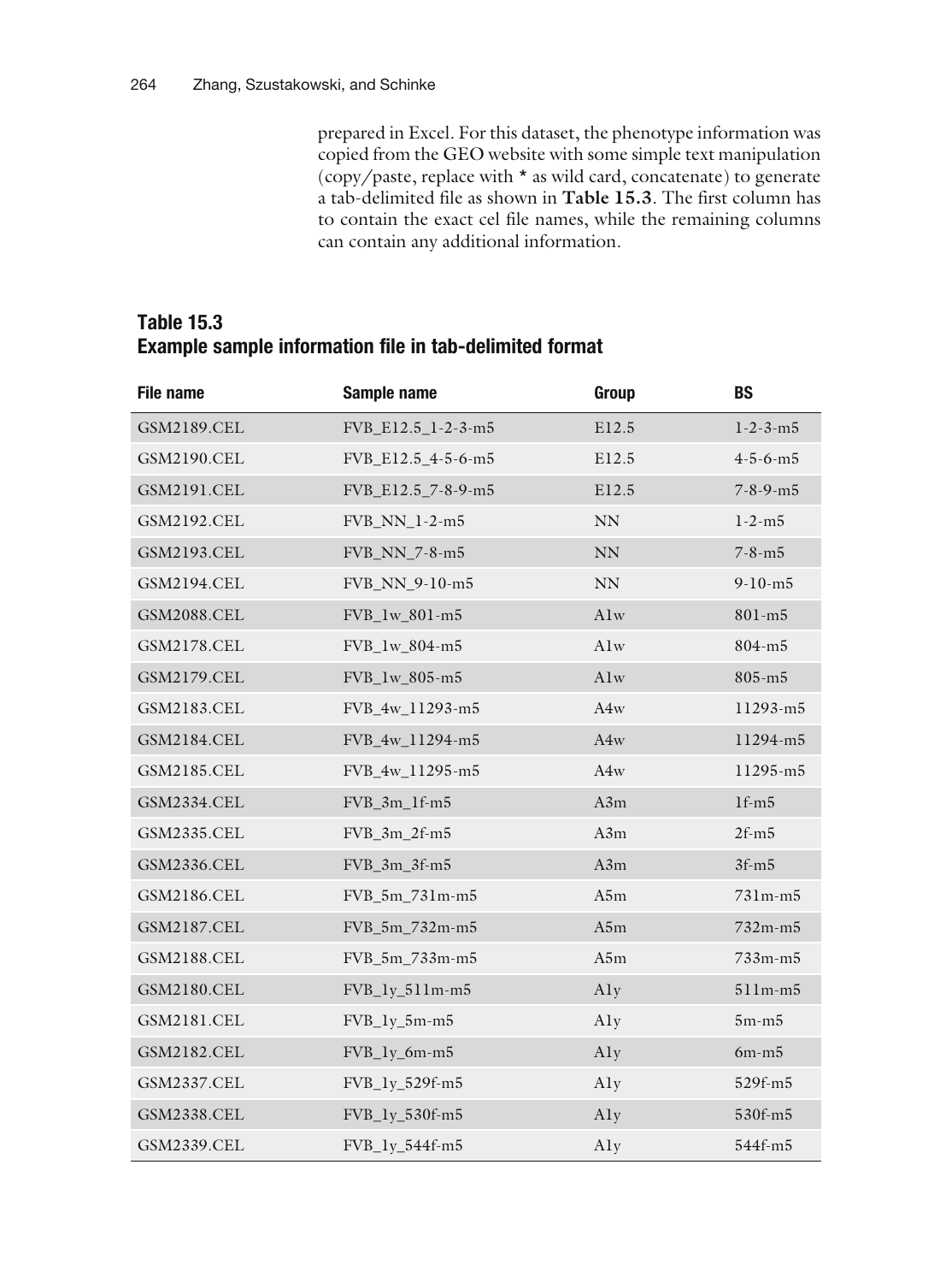prepared in Excel. For this dataset, the phenotype information was copied from the GEO website with some simple text manipulation (copy/paste, replace with * as wild card, concatenate) to generate a tab-delimited file as shown in **Table 15.3**. The first column has to contain the exact cel file names, while the remaining columns can contain any additional information.

**Table 15.3**
**Example sample information file in tab-delimited format**

| File name | Sample name | Group | BS |
|---|---|---|---|
| GSM2189.CEL | FVB_E12.5_1-2-3-m5 | E12.5 | 1-2-3-m5 |
| GSM2190.CEL | FVB_E12.5_4-5-6-m5 | E12.5 | 4-5-6-m5 |
| GSM2191.CEL | FVB_E12.5_7-8-9-m5 | E12.5 | 7-8-9-m5 |
| GSM2192.CEL | FVB_NN_1-2-m5 | NN | 1-2-m5 |
| GSM2193.CEL | FVB_NN_7-8-m5 | NN | 7-8-m5 |
| GSM2194.CEL | FVB_NN_9-10-m5 | NN | 9-10-m5 |
| GSM2088.CEL | FVB_1w_801-m5 | A1w | 801-m5 |
| GSM2178.CEL | FVB_1w_804-m5 | A1w | 804-m5 |
| GSM2179.CEL | FVB_1w_805-m5 | A1w | 805-m5 |
| GSM2183.CEL | FVB_4w_11293-m5 | A4w | 11293-m5 |
| GSM2184.CEL | FVB_4w_11294-m5 | A4w | 11294-m5 |
| GSM2185.CEL | FVB_4w_11295-m5 | A4w | 11295-m5 |
| GSM2334.CEL | FVB_3m_1f-m5 | A3m | 1f-m5 |
| GSM2335.CEL | FVB_3m_2f-m5 | A3m | 2f-m5 |
| GSM2336.CEL | FVB_3m_3f-m5 | A3m | 3f-m5 |
| GSM2186.CEL | FVB_5m_731m-m5 | A5m | 731m-m5 |
| GSM2187.CEL | FVB_5m_732m-m5 | A5m | 732m-m5 |
| GSM2188.CEL | FVB_5m_733m-m5 | A5m | 733m-m5 |
| GSM2180.CEL | FVB_1y_511m-m5 | A1y | 511m-m5 |
| GSM2181.CEL | FVB_1y_5m-m5 | A1y | 5m-m5 |
| GSM2182.CEL | FVB_1y_6m-m5 | A1y | 6m-m5 |
| GSM2337.CEL | FVB_1y_529f-m5 | A1y | 529f-m5 |
| GSM2338.CEL | FVB_1y_530f-m5 | A1y | 530f-m5 |
| GSM2339.CEL | FVB_1y_544f-m5 | A1y | 544f-m5 |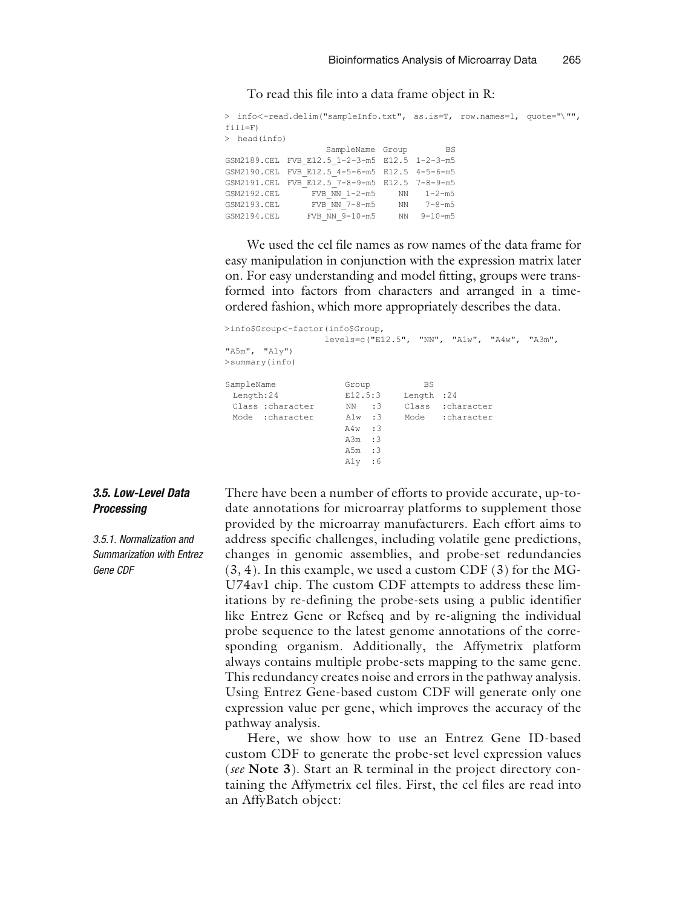To read this file into a data frame object in R:

```
> info<-read.delim("sampleInfo.txt", as.is=T, row.names=1, quote="\"",
fill=F)
> head(info)
                 SampleName Group        BS
GSM2189.CEL FVB_E12.5_1-2-3-m5 E12.5 1-2-3-m5
GSM2190.CEL FVB_E12.5_4-5-6-m5 E12.5 4-5-6-m5
GSM2191.CEL FVB_E12.5_7-8-9-m5 E12.5 7-8-9-m5
GSM2192.CEL      FVB_NN_1-2-m5    NN   1-2-m5
GSM2193.CEL      FVB_NN_7-8-m5    NN   7-8-m5
GSM2194.CEL     FVB_NN_9-10-m5    NN  9-10-m5
```

We used the cel file names as row names of the data frame for easy manipulation in conjunction with the expression matrix later on. For easy understanding and model fitting, groups were transformed into factors from characters and arranged in a time-ordered fashion, which more appropriately describes the data.

```
>info$Group<-factor(info$Group,
                levels=c("E12.5", "NN", "A1w", "A4w", "A3m",
"A5m", "A1y")
>summary(info)

SampleName            Group          BS
 Length:24            E12.5:3    Length :24
 Class :character      NN   :3    Class  :character
 Mode  :character      A1w  :3    Mode   :character
                      A4w  :3
                      A3m  :3
                      A5m  :3
                      A1y  :6
```

### 3.5. Low-Level Data Processing

#### 3.5.1. Normalization and Summarization with Entrez Gene CDF

There have been a number of efforts to provide accurate, up-to-date annotations for microarray platforms to supplement those provided by the microarray manufacturers. Each effort aims to address specific challenges, including volatile gene predictions, changes in genomic assemblies, and probe-set redundancies (3, 4). In this example, we used a custom CDF (3) for the MG-U74av1 chip. The custom CDF attempts to address these limitations by re-defining the probe-sets using a public identifier like Entrez Gene or Refseq and by re-aligning the individual probe sequence to the latest genome annotations of the corresponding organism. Additionally, the Affymetrix platform always contains multiple probe-sets mapping to the same gene. This redundancy creates noise and errors in the pathway analysis. Using Entrez Gene-based custom CDF will generate only one expression value per gene, which improves the accuracy of the pathway analysis.

Here, we show how to use an Entrez Gene ID-based custom CDF to generate the probe-set level expression values (*see* **Note 3**). Start an R terminal in the project directory containing the Affymetrix cel files. First, the cel files are read into an AffyBatch object: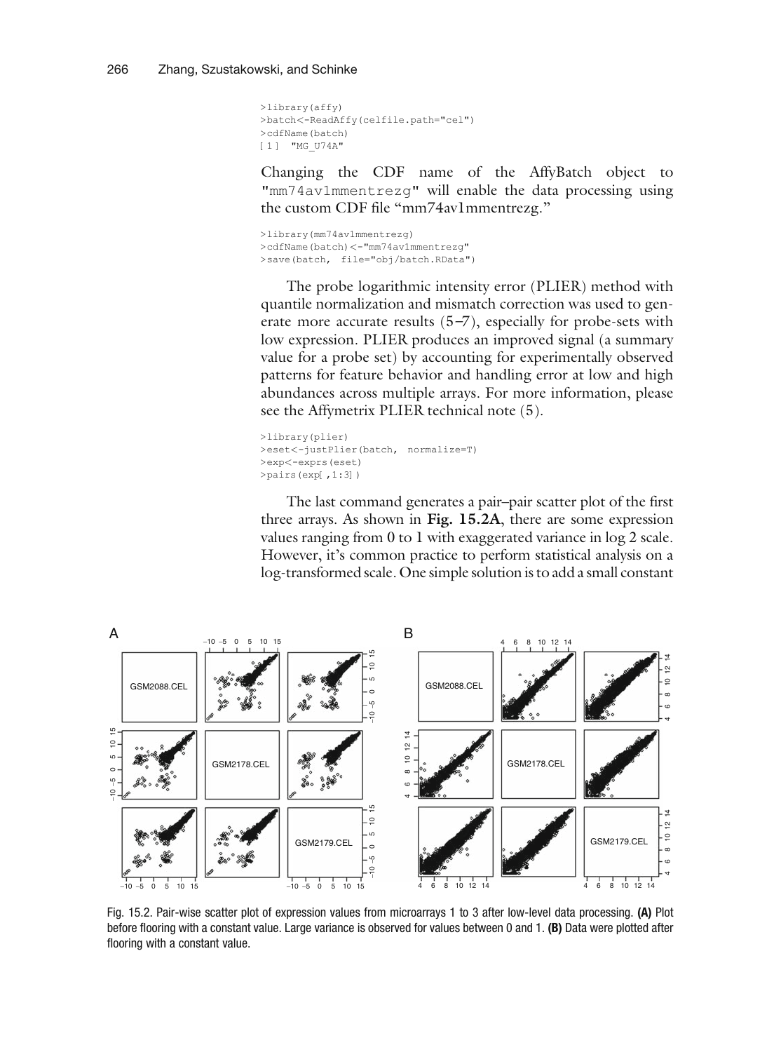```
>library(affy)
>batch<-ReadAffy(celfile.path="cel")
>cdfName(batch)
[1] "MG_U74A"
```

Changing the CDF name of the AffyBatch object to "mm74av1mmentrezg" will enable the data processing using the custom CDF file "mm74av1mmentrezg."

```
>library(mm74av1mmentrezg)
>cdfName(batch)<-"mm74av1mmentrezg"
>save(batch, file="obj/batch.RData")
```

The probe logarithmic intensity error (PLIER) method with quantile normalization and mismatch correction was used to generate more accurate results (5–7), especially for probe-sets with low expression. PLIER produces an improved signal (a summary value for a probe set) by accounting for experimentally observed patterns for feature behavior and handling error at low and high abundances across multiple arrays. For more information, please see the Affymetrix PLIER technical note (5).

```
>library(plier)
>eset<-justPlier(batch, normalize=T)
>exp<-exprs(eset)
>pairs(exp[,1:3])
```

The last command generates a pair–pair scatter plot of the first three arrays. As shown in **Fig. 15.2A**, there are some expression values ranging from 0 to 1 with exaggerated variance in log 2 scale. However, it's common practice to perform statistical analysis on a log-transformed scale. One simple solution is to add a small constant

Fig. 15.2. Pair-wise scatter plot of expression values from microarrays 1 to 3 after low-level data processing. **(A)** Plot before flooring with a constant value. Large variance is observed for values between 0 and 1. **(B)** Data were plotted after flooring with a constant value.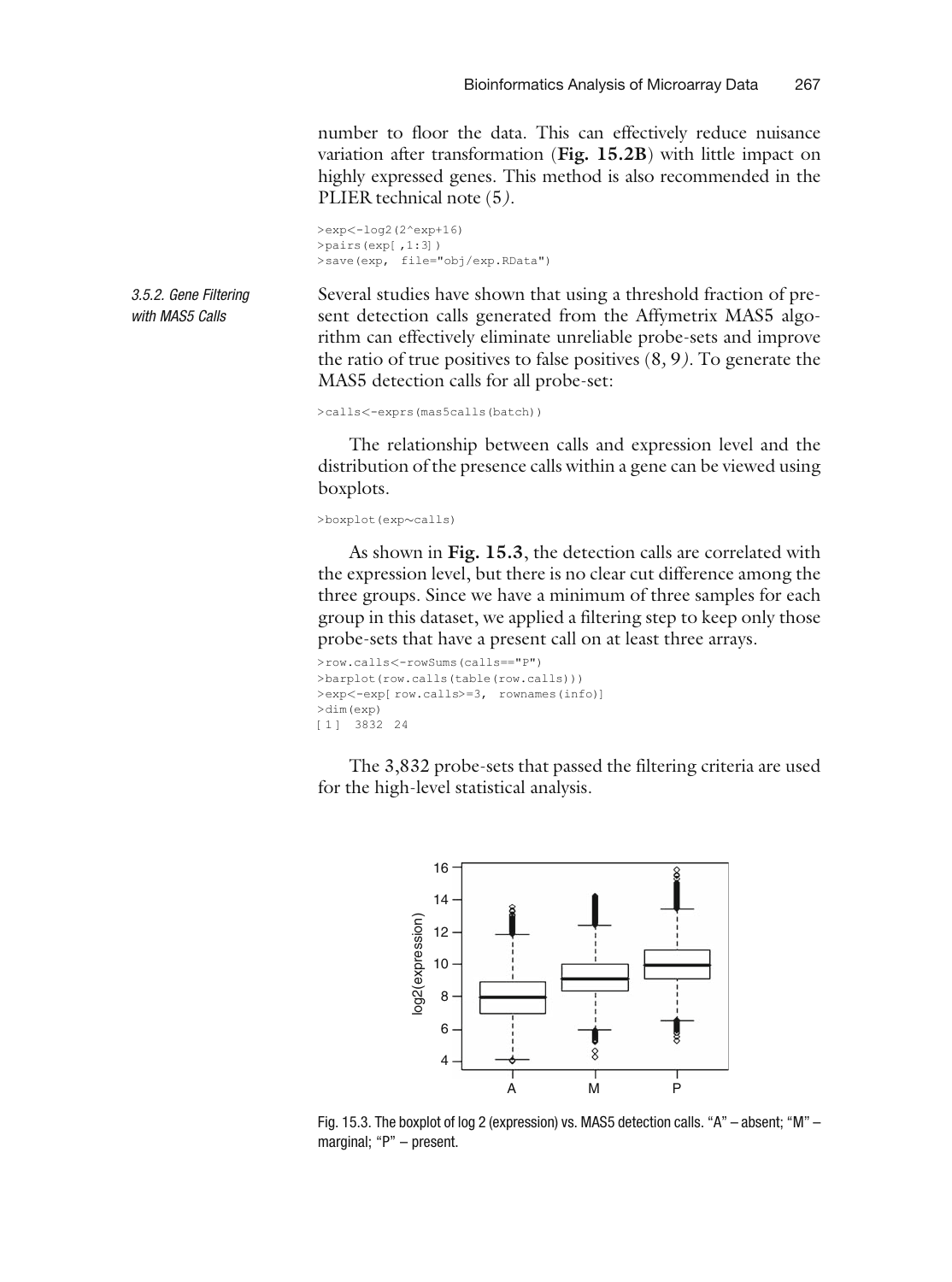number to floor the data. This can effectively reduce nuisance variation after transformation (**Fig. 15.2B**) with little impact on highly expressed genes. This method is also recommended in the PLIER technical note (*5*).

```
>exp<-log2(2^exp+16)
>pairs(exp[,1:3])
>save(exp, file="obj/exp.RData")
```

### *3.5.2. Gene Filtering with MAS5 Calls*

Several studies have shown that using a threshold fraction of present detection calls generated from the Affymetrix MAS5 algorithm can effectively eliminate unreliable probe-sets and improve the ratio of true positives to false positives (*8, 9*). To generate the MAS5 detection calls for all probe-set:

```
>calls<-exprs(mas5calls(batch))
```

The relationship between calls and expression level and the distribution of the presence calls within a gene can be viewed using boxplots.

```
>boxplot(exp~calls)
```

As shown in **Fig. 15.3**, the detection calls are correlated with the expression level, but there is no clear cut difference among the three groups. Since we have a minimum of three samples for each group in this dataset, we applied a filtering step to keep only those probe-sets that have a present call on at least three arrays.

```
>row.calls<-rowSums(calls=="P")
>barplot(row.calls(table(row.calls)))
>exp<-exp[row.calls>=3, rownames(info)]
>dim(exp)
[1] 3832 24
```

The 3,832 probe-sets that passed the filtering criteria are used for the high-level statistical analysis.

Fig. 15.3. The boxplot of log 2 (expression) vs. MAS5 detection calls. "A" – absent; "M" – marginal; "P" – present.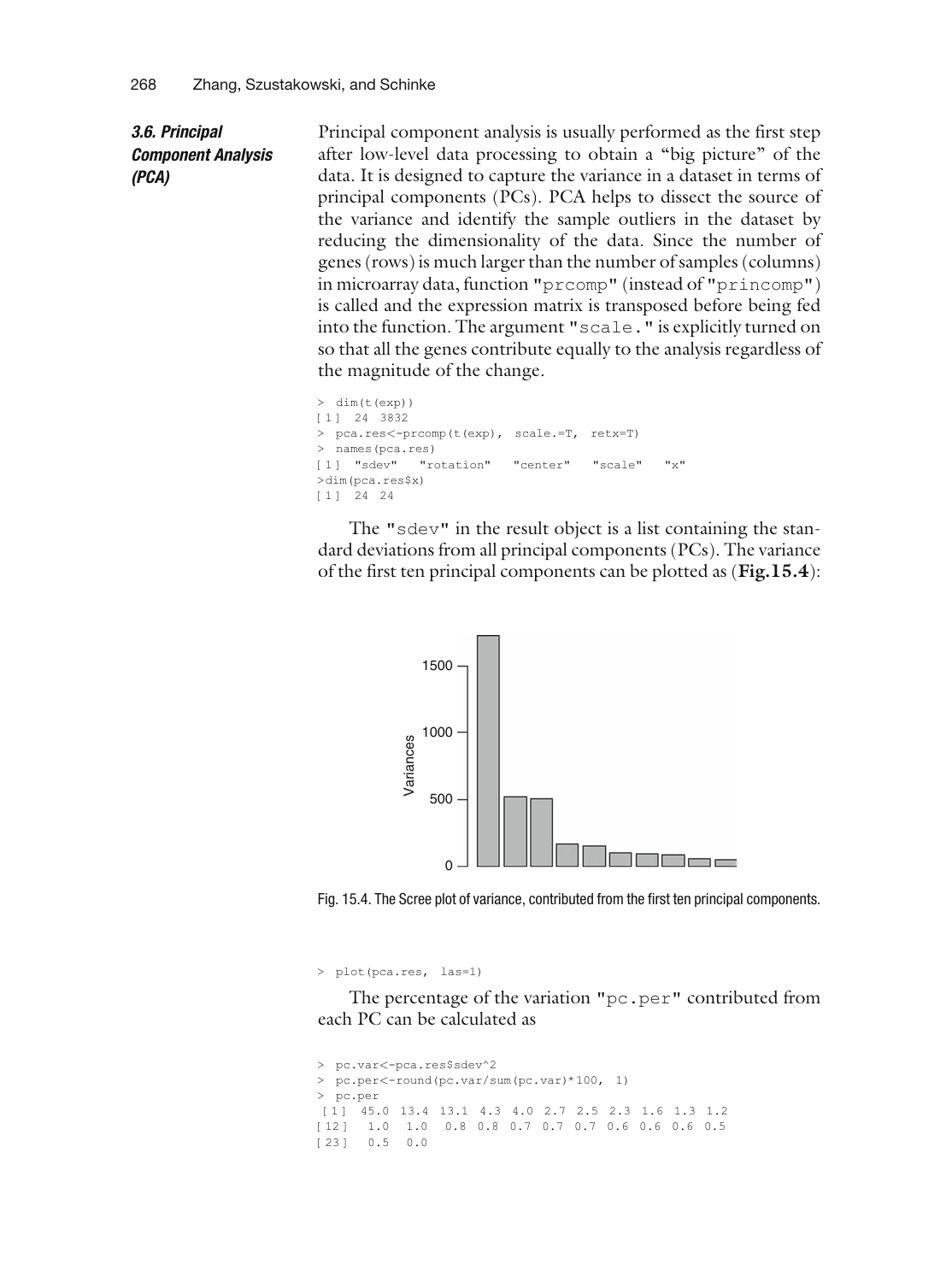### 3.6. Principal Component Analysis (PCA)

Principal component analysis is usually performed as the first step after low-level data processing to obtain a "big picture" of the data. It is designed to capture the variance in a dataset in terms of principal components (PCs). PCA helps to dissect the source of the variance and identify the sample outliers in the dataset by reducing the dimensionality of the data. Since the number of genes (rows) is much larger than the number of samples (columns) in microarray data, function "prcomp" (instead of "princomp") is called and the expression matrix is transposed before being fed into the function. The argument "scale." is explicitly turned on so that all the genes contribute equally to the analysis regardless of the magnitude of the change.

```
> dim(t(exp))
[1] 24 3832
> pca.res<-prcomp(t(exp), scale.=T, retx=T)
> names(pca.res)
[1] "sdev"   "rotation"   "center"   "scale"   "x"
>dim(pca.res$x)
[1] 24 24
```

The "sdev" in the result object is a list containing the standard deviations from all principal components (PCs). The variance of the first ten principal components can be plotted as (**Fig.15.4**):

Fig. 15.4. The Scree plot of variance, contributed from the first ten principal components.

```
> plot(pca.res, las=1)
```

The percentage of the variation "pc.per" contributed from each PC can be calculated as

```
> pc.var<-pca.res$sdev^2
> pc.per<-round(pc.var/sum(pc.var)*100, 1)
> pc.per
 [1]  45.0 13.4 13.1 4.3 4.0 2.7 2.5 2.3 1.6 1.3 1.2
[12]   1.0  1.0  0.8 0.8 0.7 0.7 0.7 0.6 0.6 0.6 0.5
[23]   0.5  0.0
```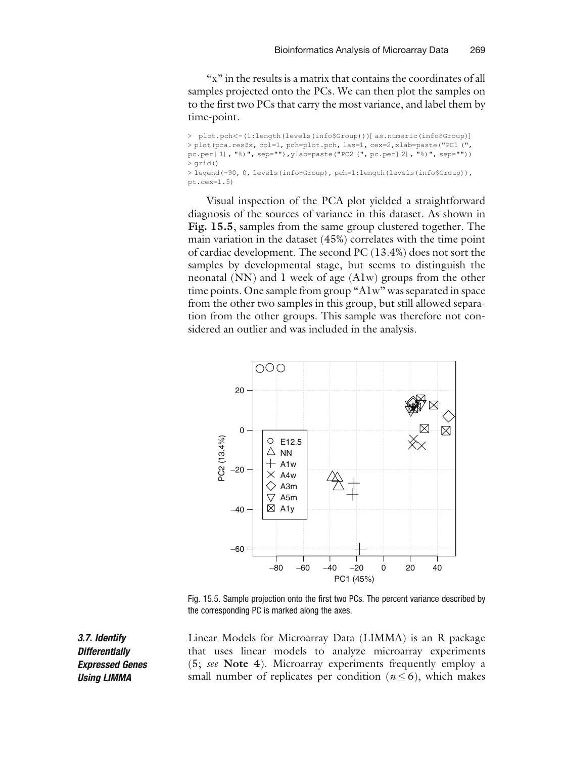"x" in the results is a matrix that contains the coordinates of all samples projected onto the PCs. We can then plot the samples on to the first two PCs that carry the most variance, and label them by time-point.

```
> plot.pch<-(1:length(levels(info$Group)))[ as.numeric(info$Group)]
> plot(pca.res$x, col=1, pch=plot.pch, las=1, cex=2,xlab=paste("PC1 (",
pc.per[ 1], "%)", sep=""),ylab=paste("PC2 (", pc.per[ 2], "%)", sep=""))
> grid()
> legend(-90, 0, levels(info$Group), pch=1:length(levels(info$Group)),
pt.cex=1.5)
```

Visual inspection of the PCA plot yielded a straightforward diagnosis of the sources of variance in this dataset. As shown in **Fig. 15.5**, samples from the same group clustered together. The main variation in the dataset (45%) correlates with the time point of cardiac development. The second PC (13.4%) does not sort the samples by developmental stage, but seems to distinguish the neonatal (NN) and 1 week of age (A1w) groups from the other time points. One sample from group "A1w" was separated in space from the other two samples in this group, but still allowed separation from the other groups. This sample was therefore not considered an outlier and was included in the analysis.

Fig. 15.5. Sample projection onto the first two PCs. The percent variance described by the corresponding PC is marked along the axes.

### *3.7. Identify Differentially Expressed Genes Using LIMMA*

Linear Models for Microarray Data (LIMMA) is an R package that uses linear models to analyze microarray experiments (5; *see* **Note 4**). Microarray experiments frequently employ a small number of replicates per condition ($n \leq 6$), which makes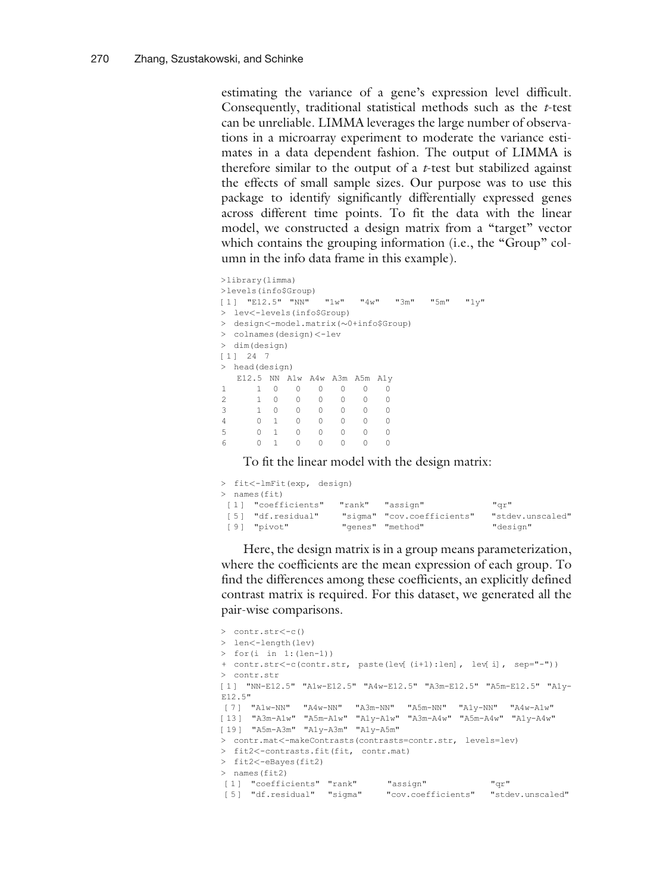estimating the variance of a gene's expression level difficult. Consequently, traditional statistical methods such as the *t*-test can be unreliable. LIMMA leverages the large number of observations in a microarray experiment to moderate the variance estimates in a data dependent fashion. The output of LIMMA is therefore similar to the output of a *t*-test but stabilized against the effects of small sample sizes. Our purpose was to use this package to identify significantly differentially expressed genes across different time points. To fit the data with the linear model, we constructed a design matrix from a "target" vector which contains the grouping information (i.e., the "Group" column in the info data frame in this example).

```
>library(limma)
>levels(info$Group)
[1] "E12.5" "NN"   "1w"   "4w"   "3m"   "5m"   "1y"
> lev<-levels(info$Group)
> design<-model.matrix(~0+info$Group)
> colnames(design)<-lev
> dim(design)
[1] 24 7
> head(design)
   E12.5  NN  A1w  A4w  A3m  A5m  A1y
1      1   0    0    0    0    0    0
2      1   0    0    0    0    0    0
3      1   0    0    0    0    0    0
4      0   1    0    0    0    0    0
5      0   1    0    0    0    0    0
6      0   1    0    0    0    0    0
```

To fit the linear model with the design matrix:

```
> fit<-lmFit(exp, design)
> names(fit)
 [1] "coefficients"   "rank"   "assign"             "qr"
 [5] "df.residual"    "sigma"  "cov.coefficients"   "stdev.unscaled"
 [9] "pivot"          "genes"  "method"             "design"
```

Here, the design matrix is in a group means parameterization, where the coefficients are the mean expression of each group. To find the differences among these coefficients, an explicitly defined contrast matrix is required. For this dataset, we generated all the pair-wise comparisons.

```
> contr.str<-c()
> len<-length(lev)
> for(i in 1:(len-1))
+ contr.str<-c(contr.str, paste(lev[(i+1):len], lev[i], sep="-"))
> contr.str
[1] "NN-E12.5" "A1w-E12.5" "A4w-E12.5" "A3m-E12.5" "A5m-E12.5" "A1y-
E12.5"
 [7] "A1w-NN"   "A4w-NN"   "A3m-NN"   "A5m-NN"   "A1y-NN"   "A4w-A1w"
[13] "A3m-A1w"  "A5m-A1w"  "A1y-A1w"  "A3m-A4w"  "A5m-A4w"  "A1y-A4w"
[19] "A5m-A3m"  "A1y-A3m"  "A1y-A5m"
> contr.mat<-makeContrasts(contrasts=contr.str, levels=lev)
> fit2<-contrasts.fit(fit, contr.mat)
> fit2<-eBayes(fit2)
> names(fit2)
 [1] "coefficients" "rank"      "assign"            "qr"
 [5] "df.residual"  "sigma"     "cov.coefficients"  "stdev.unscaled"
```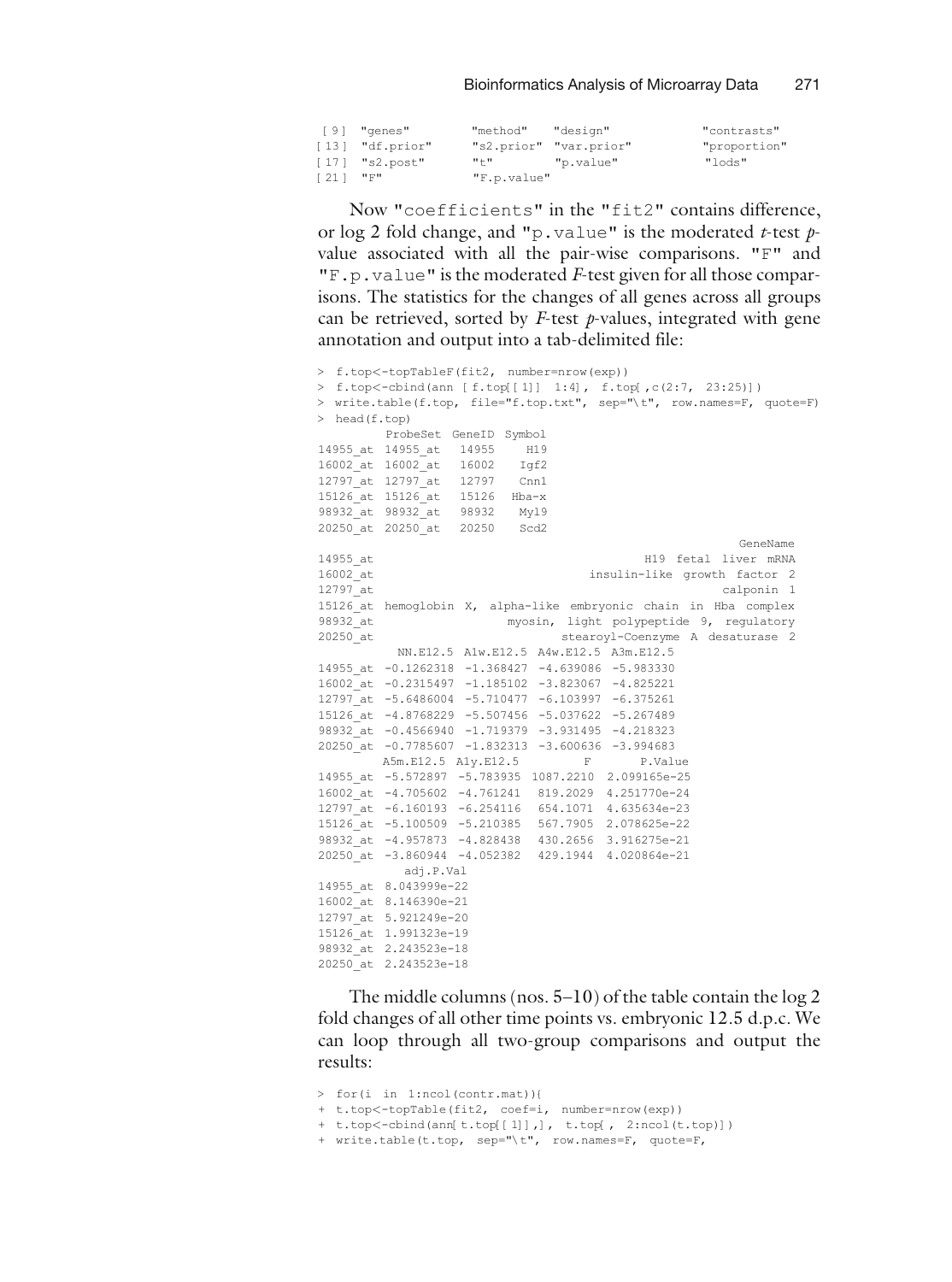```
[9]  "genes"        "method"    "design"          "contrasts"
[13] "df.prior"     "s2.prior"  "var.prior"       "proportion"
[17] "s2.post"      "t"         "p.value"         "lods"
[21] "F"            "F.p.value"
```

Now "coefficients" in the "fit2" contains difference, or log 2 fold change, and "p.value" is the moderated *t*-test *p*-value associated with all the pair-wise comparisons. "F" and "F.p.value" is the moderated *F*-test given for all those comparisons. The statistics for the changes of all genes across all groups can be retrieved, sorted by *F*-test *p*-values, integrated with gene annotation and output into a tab-delimited file:

```
> f.top<-topTableF(fit2, number=nrow(exp))
> f.top<-cbind(ann [f.top[[1]]  1:4], f.top[ ,c(2:7, 23:25)])
> write.table(f.top, file="f.top.txt", sep="\t", row.names=F, quote=F)
> head(f.top)
         ProbeSet GeneID  Symbol
14955_at 14955_at  14955     H19
16002_at 16002_at  16002    Igf2
12797_at 12797_at  12797    Cnn1
15126_at 15126_at  15126   Hba-x
98932_at 98932_at  98932    Myl9
20250_at 20250_at  20250    Scd2
                                                           GeneName
14955_at                                       H19 fetal liver mRNA
16002_at                               insulin-like growth factor 2
12797_at                                                 calponin 1
15126_at hemoglobin X, alpha-like embryonic chain in Hba complex
98932_at                   myosin, light polypeptide 9, regulatory
20250_at                            stearoyl-Coenzyme A desaturase 2
          NN.E12.5  A1w.E12.5  A4w.E12.5  A3m.E12.5
14955_at -0.1262318 -1.368427 -4.639086 -5.983330
16002_at -0.2315497 -1.185102 -3.823067 -4.825221
12797_at -5.6486004 -5.710477 -6.103997 -6.375261
15126_at -4.8768229 -5.507456 -5.037622 -5.267489
98932_at -0.4566940 -1.719379 -3.931495 -4.218323
20250_at -0.7785607 -1.832313 -3.600636 -3.994683
        A5m.E12.5  A1y.E12.5         F       P.Value
14955_at -5.572897 -5.783935 1087.2210  2.099165e-25
16002_at -4.705602 -4.761241  819.2029  4.251770e-24
12797_at -6.160193 -6.254116  654.1071  4.635634e-23
15126_at -5.100509 -5.210385  567.7905  2.078625e-22
98932_at -4.957873 -4.828438  430.2656  3.916275e-21
20250_at -3.860944 -4.052382  429.1944  4.020864e-21
          adj.P.Val
14955_at 8.043999e-22
16002_at 8.146390e-21
12797_at 5.921249e-20
15126_at 1.991323e-19
98932_at 2.243523e-18
20250_at 2.243523e-18
```

The middle columns (nos. 5–10) of the table contain the log 2 fold changes of all other time points vs. embryonic 12.5 d.p.c. We can loop through all two-group comparisons and output the results:

```
> for(i  in  1:ncol(contr.mat)){
+ t.top<-topTable(fit2, coef=i, number=nrow(exp))
+ t.top<-cbind(ann[ t.top[[1]],], t.top[ , 2:ncol(t.top)])
+ write.table(t.top, sep="\t", row.names=F, quote=F,
```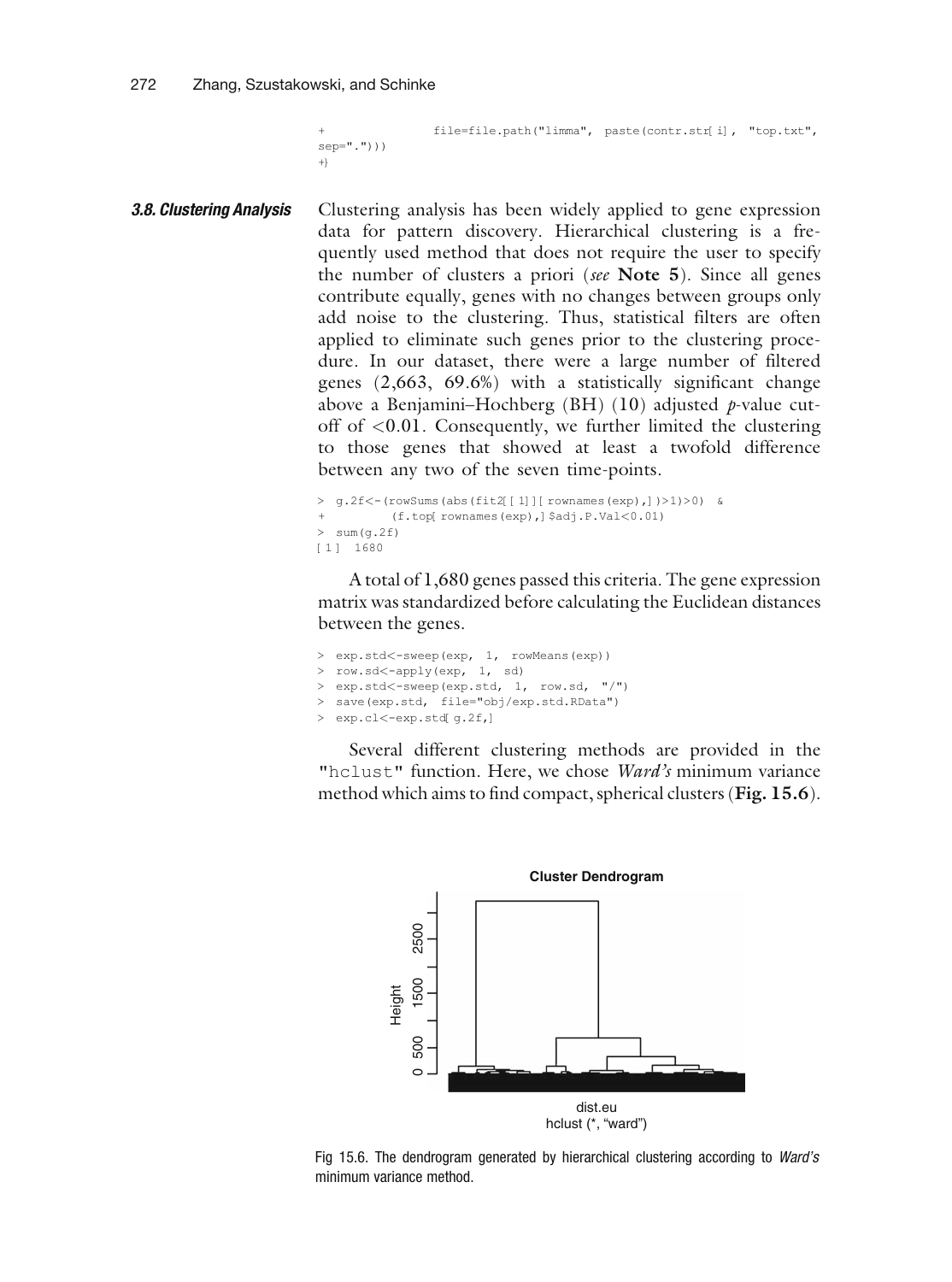```
+               file=file.path("limma", paste(contr.str[i], "top.txt",
sep=".")))
+}
```

### 3.8. Clustering Analysis

Clustering analysis has been widely applied to gene expression data for pattern discovery. Hierarchical clustering is a frequently used method that does not require the user to specify the number of clusters a priori (*see* **Note 5**). Since all genes contribute equally, genes with no changes between groups only add noise to the clustering. Thus, statistical filters are often applied to eliminate such genes prior to the clustering procedure. In our dataset, there were a large number of filtered genes (2,663, 69.6%) with a statistically significant change above a Benjamini–Hochberg (BH) (10) adjusted $p$-value cutoff of $<0.01$. Consequently, we further limited the clustering to those genes that showed at least a twofold difference between any two of the seven time-points.

```
> g.2f<-(rowSums(abs(fit2[[1]][rownames(exp),])>1)>0) &
+        (f.top[rownames(exp),]$adj.P.Val<0.01)
> sum(g.2f)
[1] 1680
```

A total of 1,680 genes passed this criteria. The gene expression matrix was standardized before calculating the Euclidean distances between the genes.

```
> exp.std<-sweep(exp, 1, rowMeans(exp))
> row.sd<-apply(exp, 1, sd)
> exp.std<-sweep(exp.std, 1, row.sd, "/")
> save(exp.std, file="obj/exp.std.RData")
> exp.cl<-exp.std[g.2f,]
```

Several different clustering methods are provided in the "hclust" function. Here, we chose *Ward's* minimum variance method which aims to find compact, spherical clusters (**Fig. 15.6**).

Fig 15.6. The dendrogram generated by hierarchical clustering according to *Ward's* minimum variance method.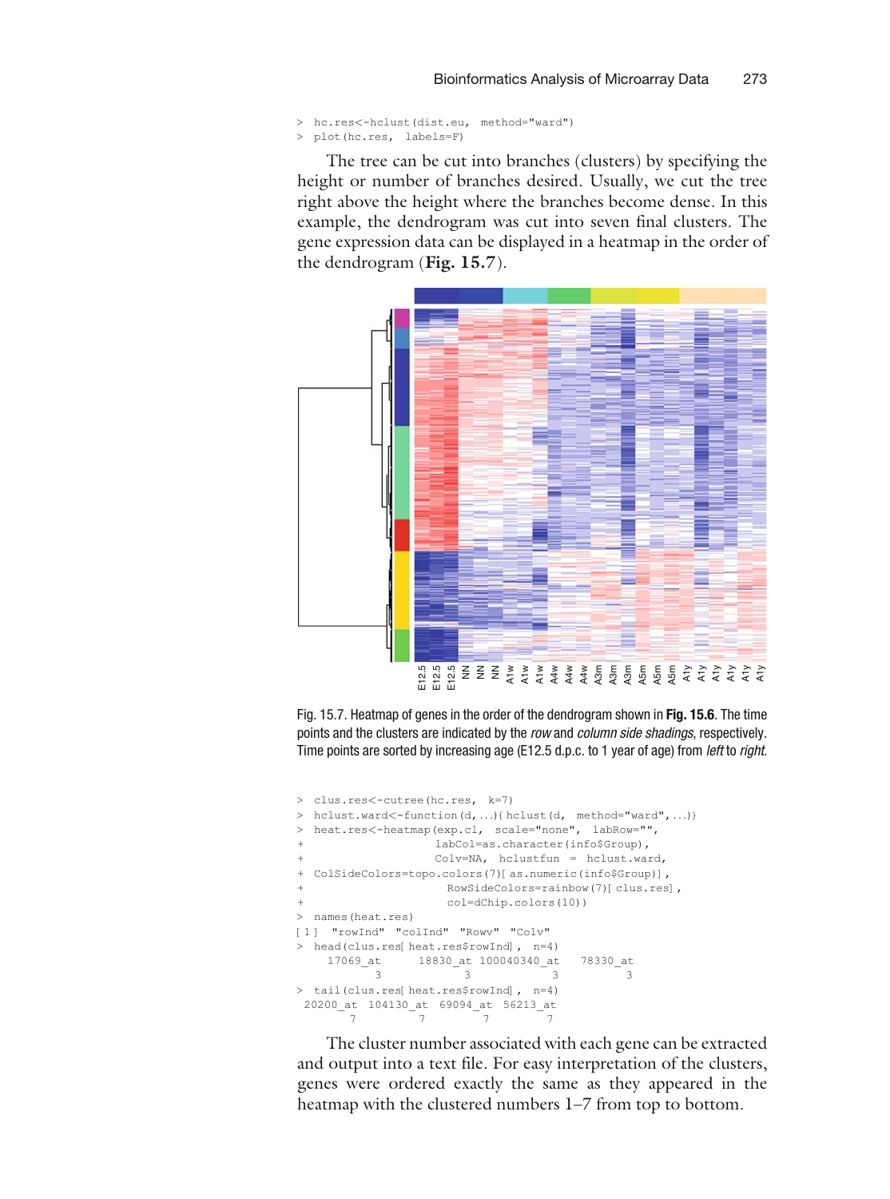```
> hc.res<-hclust(dist.eu, method="ward")
> plot(hc.res, labels=F)
```

The tree can be cut into branches (clusters) by specifying the height or number of branches desired. Usually, we cut the tree right above the height where the branches become dense. In this example, the dendrogram was cut into seven final clusters. The gene expression data can be displayed in a heatmap in the order of the dendrogram (**Fig. 15.7**).

Fig. 15.7. Heatmap of genes in the order of the dendrogram shown in **Fig. 15.6**. The time points and the clusters are indicated by the *row* and *column side shadings*, respectively. Time points are sorted by increasing age (E12.5 d.p.c. to 1 year of age) from *left* to *right*.

```
> clus.res<-cutree(hc.res, k=7)
> hclust.ward<-function(d,...){hclust(d, method="ward",...)}
> heat.res<-heatmap(exp.cl, scale="none", labRow="",
+                   labCol=as.character(info$Group),
+                   Colv=NA, hclustfun = hclust.ward,
+ ColSideColors=topo.colors(7)[as.numeric(info$Group)],
+                   RowSideColors=rainbow(7)[clus.res],
+                   col=dChip.colors(10))
> names(heat.res)
[1] "rowInd" "colInd" "Rowv" "Colv"
> head(clus.res[heat.res$rowInd], n=4)
   17069_at    18830_at 100040340_at    78330_at
          3           3            3           3
> tail(clus.res[heat.res$rowInd], n=4)
 20200_at 104130_at 69094_at 56213_at
        7         7        7        7
```

The cluster number associated with each gene can be extracted and output into a text file. For easy interpretation of the clusters, genes were ordered exactly the same as they appeared in the heatmap with the clustered numbers 1–7 from top to bottom.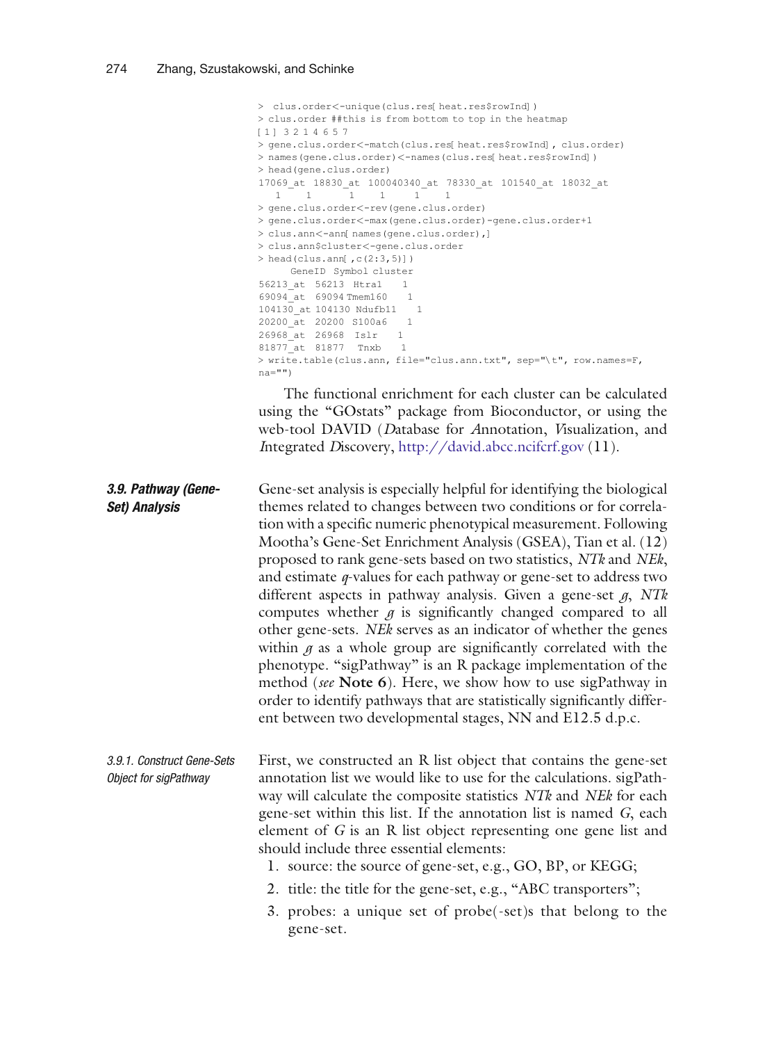```
> clus.order<-unique(clus.res[heat.res$rowInd])
> clus.order ##this is from bottom to top in the heatmap
[1] 3 2 1 4 6 5 7
> gene.clus.order<-match(clus.res[heat.res$rowInd], clus.order)
> names(gene.clus.order)<-names(clus.res[heat.res$rowInd])
> head(gene.clus.order)
17069_at 18830_at 100040340_at 78330_at 101540_at 18032_at
   1    1        1     1     1     1
> gene.clus.order<-rev(gene.clus.order)
> gene.clus.order<-max(gene.clus.order)-gene.clus.order+1
> clus.ann<-ann[names(gene.clus.order),]
> clus.ann$cluster<-gene.clus.order
> head(clus.ann[,c(2:3,5)])
      GeneID  Symbol cluster
56213_at  56213  Htra1    1
69094_at  69094 Tmem160    1
104130_at 104130 Ndufb11    1
20200_at  20200  S100a6    1
26968_at  26968  Islr    1
81877_at  81877  Tnxb    1
> write.table(clus.ann, file="clus.ann.txt", sep="\t", row.names=F,
na="")
```

The functional enrichment for each cluster can be calculated using the "GOstats" package from Bioconductor, or using the web-tool DAVID (*D*atabase for *A*nnotation, *V*isualization, and *I*ntegrated *D*iscovery, http://david.abcc.ncifcrf.gov (11).

## 3.9. Pathway (Gene-Set) Analysis

Gene-set analysis is especially helpful for identifying the biological themes related to changes between two conditions or for correlation with a specific numeric phenotypical measurement. Following Mootha's Gene-Set Enrichment Analysis (GSEA), Tian et al. (12) proposed to rank gene-sets based on two statistics, *NTk* and *NEk*, and estimate *q*-values for each pathway or gene-set to address two different aspects in pathway analysis. Given a gene-set *g*, *NTk* computes whether *g* is significantly changed compared to all other gene-sets. *NEk* serves as an indicator of whether the genes within *g* as a whole group are significantly correlated with the phenotype. "sigPathway" is an R package implementation of the method (*see* **Note 6**). Here, we show how to use sigPathway in order to identify pathways that are statistically significantly different between two developmental stages, NN and E12.5 d.p.c.

### 3.9.1. Construct Gene-Sets Object for sigPathway

First, we constructed an R list object that contains the gene-set annotation list we would like to use for the calculations. sigPathway will calculate the composite statistics *NTk* and *NEk* for each gene-set within this list. If the annotation list is named *G*, each element of *G* is an R list object representing one gene list and should include three essential elements:

1. source: the source of gene-set, e.g., GO, BP, or KEGG;
2. title: the title for the gene-set, e.g., "ABC transporters";
3. probes: a unique set of probe(-set)s that belong to the gene-set.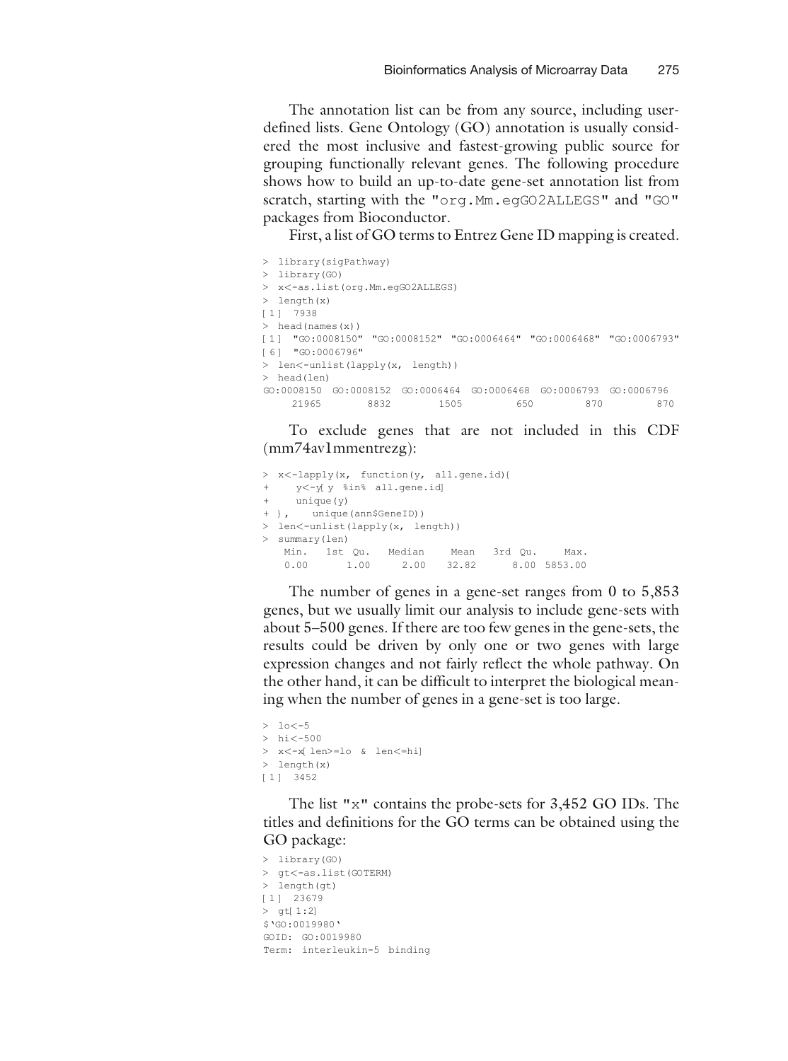The annotation list can be from any source, including user-defined lists. Gene Ontology (GO) annotation is usually considered the most inclusive and fastest-growing public source for grouping functionally relevant genes. The following procedure shows how to build an up-to-date gene-set annotation list from scratch, starting with the "org.Mm.egGO2ALLEGS" and "GO" packages from Bioconductor.

First, a list of GO terms to Entrez Gene ID mapping is created.

```
> library(sigPathway)
> library(GO)
> x<-as.list(org.Mm.egGO2ALLEGS)
> length(x)
[1] 7938
> head(names(x))
[1] "GO:0008150" "GO:0008152" "GO:0006464" "GO:0006468" "GO:0006793"
[6] "GO:0006796"
> len<-unlist(lapply(x, length))
> head(len)
GO:0008150  GO:0008152  GO:0006464  GO:0006468  GO:0006793  GO:0006796
     21965        8832        1505         650         870         870
```

To exclude genes that are not included in this CDF (mm74av1mmentrezg):

```
> x<-lapply(x, function(y, all.gene.id){
+     y<-y[ y %in% all.gene.id]
+     unique(y)
+ },   unique(ann$GeneID))
> len<-unlist(lapply(x, length))
> summary(len)
   Min.   1st Qu.   Median     Mean   3rd Qu.     Max.
   0.00      1.00     2.00    32.82      8.00  5853.00
```

The number of genes in a gene-set ranges from 0 to 5,853 genes, but we usually limit our analysis to include gene-sets with about 5–500 genes. If there are too few genes in the gene-sets, the results could be driven by only one or two genes with large expression changes and not fairly reflect the whole pathway. On the other hand, it can be difficult to interpret the biological meaning when the number of genes in a gene-set is too large.

```
> lo<-5
> hi<-500
> x<-x[ len>=lo  &  len<=hi]
> length(x)
[1] 3452
```

The list "x" contains the probe-sets for 3,452 GO IDs. The titles and definitions for the GO terms can be obtained using the GO package:

```
> library(GO)
> gt<-as.list(GOTERM)
> length(gt)
[1] 23679
> gt[1:2]
$`GO:0019980`
GOID: GO:0019980
Term: interleukin-5 binding
```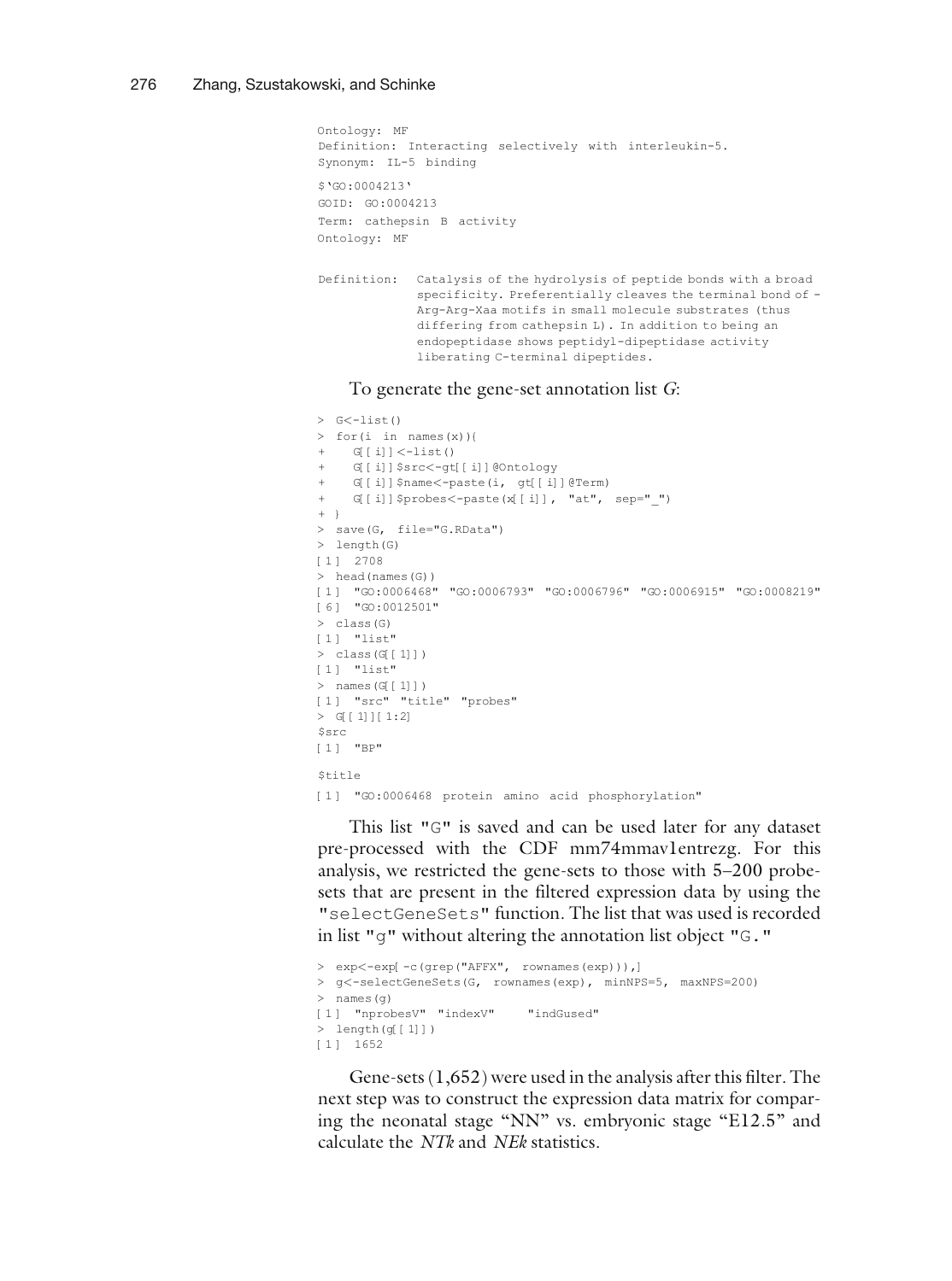```
Ontology: MF
Definition: Interacting selectively with interleukin-5.
Synonym: IL-5 binding
$`GO:0004213`
GOID: GO:0004213
Term: cathepsin B activity
Ontology: MF

Definition:  Catalysis of the hydrolysis of peptide bonds with a broad
             specificity. Preferentially cleaves the terminal bond of -
             Arg-Arg-Xaa motifs in small molecule substrates (thus
             differing from cathepsin L). In addition to being an
             endopeptidase shows peptidyl-dipeptidase activity
             liberating C-terminal dipeptides.
```

To generate the gene-set annotation list *G*:

```
> G<-list()
> for(i in names(x)){
+   G[[i]]<-list()
+   G[[i]]$src<-gt[[i]]@Ontology
+   G[[i]]$name<-paste(i, gt[[i]]@Term)
+   G[[i]]$probes<-paste(x[[i]], "at", sep="_")
+ }
> save(G, file="G.RData")
> length(G)
[1] 2708
> head(names(G))
[1] "GO:0006468" "GO:0006793" "GO:0006796" "GO:0006915" "GO:0008219"
[6] "GO:0012501"
> class(G)
[1] "list"
> class(G[[1]])
[1] "list"
> names(G[[1]])
[1] "src" "title" "probes"
> G[[1]][1:2]
$src
[1] "BP"

$title
[1] "GO:0006468 protein amino acid phosphorylation"
```

This list "G" is saved and can be used later for any dataset pre-processed with the CDF mm74mmav1entrezg. For this analysis, we restricted the gene-sets to those with 5–200 probe-sets that are present in the filtered expression data by using the "selectGeneSets" function. The list that was used is recorded in list "g" without altering the annotation list object "G."

```
> exp<-exp[-c(grep("AFFX", rownames(exp))),]
> g<-selectGeneSets(G, rownames(exp), minNPS=5, maxNPS=200)
> names(g)
[1] "nprobesV" "indexV"    "indGused"
> length(g[[1]])
[1] 1652
```

Gene-sets (1,652) were used in the analysis after this filter. The next step was to construct the expression data matrix for comparing the neonatal stage "NN" vs. embryonic stage "E12.5" and calculate the *NTk* and *NEk* statistics.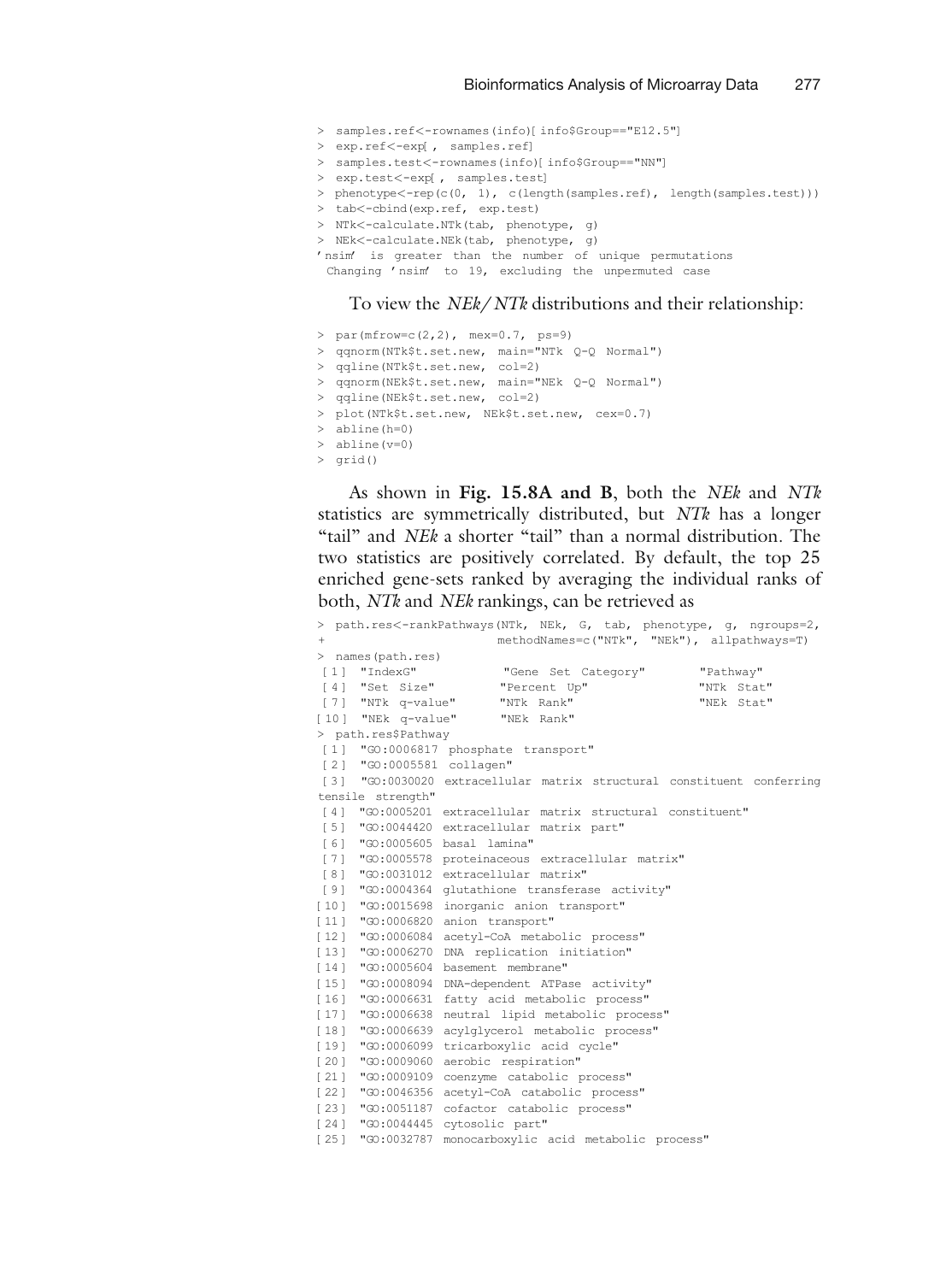```
> samples.ref<-rownames(info)[ info$Group=="E12.5"]
> exp.ref<-exp[ , samples.ref]
> samples.test<-rownames(info)[ info$Group=="NN"]
> exp.test<-exp[ , samples.test]
> phenotype<-rep(c(0, 1), c(length(samples.ref), length(samples.test)))
> tab<-cbind(exp.ref, exp.test)
> NTk<-calculate.NTk(tab, phenotype, g)
> NEk<-calculate.NEk(tab, phenotype, g)
'nsim' is greater than the number of unique permutations
 Changing 'nsim' to 19, excluding the unpermuted case
```

To view the *NEk/NTk* distributions and their relationship:

```
> par(mfrow=c(2,2), mex=0.7, ps=9)
> qqnorm(NTk$t.set.new, main="NTk Q-Q Normal")
> qqline(NTk$t.set.new, col=2)
> qqnorm(NEk$t.set.new, main="NEk Q-Q Normal")
> qqline(NEk$t.set.new, col=2)
> plot(NTk$t.set.new, NEk$t.set.new, cex=0.7)
> abline(h=0)
> abline(v=0)
> grid()
```

As shown in **Fig. 15.8A and B**, both the *NEk* and *NTk* statistics are symmetrically distributed, but *NTk* has a longer "tail" and *NEk* a shorter "tail" than a normal distribution. The two statistics are positively correlated. By default, the top 25 enriched gene-sets ranked by averaging the individual ranks of both, *NTk* and *NEk* rankings, can be retrieved as

```
> path.res<-rankPathways(NTk, NEk, G, tab, phenotype, g, ngroups=2,
+                        methodNames=c("NTk", "NEk"), allpathways=T)
> names(path.res)
 [1] "IndexG"            "Gene Set Category"       "Pathway"
 [4] "Set Size"          "Percent Up"              "NTk Stat"
 [7] "NTk q-value"       "NTk Rank"                "NEk Stat"
[10] "NEk q-value"       "NEk Rank"
> path.res$Pathway
 [1] "GO:0006817 phosphate transport"
 [2] "GO:0005581 collagen"
 [3] "GO:0030020 extracellular matrix structural constituent conferring
tensile strength"
 [4] "GO:0005201 extracellular matrix structural constituent"
 [5] "GO:0044420 extracellular matrix part"
 [6] "GO:0005605 basal lamina"
 [7] "GO:0005578 proteinaceous extracellular matrix"
 [8] "GO:0031012 extracellular matrix"
 [9] "GO:0004364 glutathione transferase activity"
[10] "GO:0015698 inorganic anion transport"
[11] "GO:0006820 anion transport"
[12] "GO:0006084 acetyl-CoA metabolic process"
[13] "GO:0006270 DNA replication initiation"
[14] "GO:0005604 basement membrane"
[15] "GO:0008094 DNA-dependent ATPase activity"
[16] "GO:0006631 fatty acid metabolic process"
[17] "GO:0006638 neutral lipid metabolic process"
[18] "GO:0006639 acylglycerol metabolic process"
[19] "GO:0006099 tricarboxylic acid cycle"
[20] "GO:0009060 aerobic respiration"
[21] "GO:0009109 coenzyme catabolic process"
[22] "GO:0046356 acetyl-CoA catabolic process"
[23] "GO:0051187 cofactor catabolic process"
[24] "GO:0044445 cytosolic part"
[25] "GO:0032787 monocarboxylic acid metabolic process"
```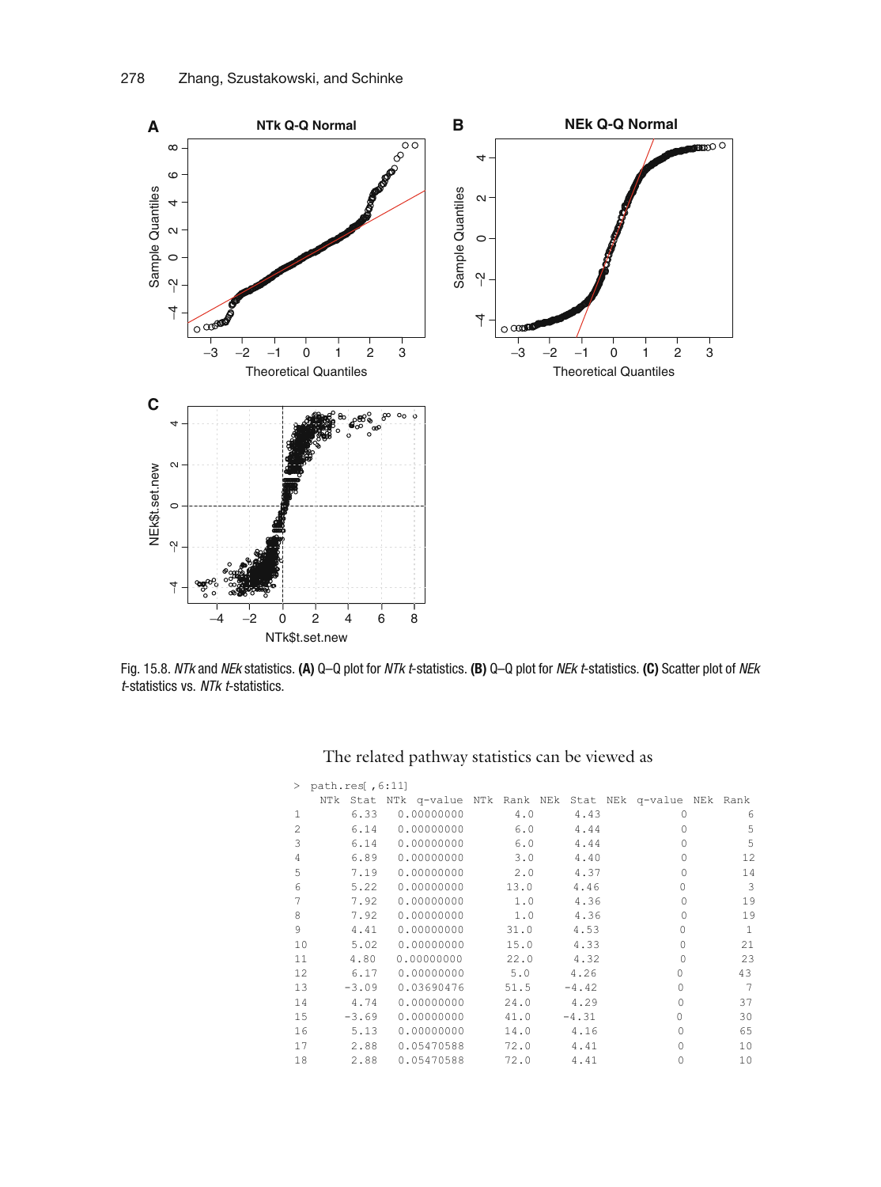Fig. 15.8. *NTk* and *NEk* statistics. **(A)** Q–Q plot for *NTk* *t*-statistics. **(B)** Q–Q plot for *NEk* *t*-statistics. **(C)** Scatter plot of *NEk* *t*-statistics vs. *NTk* *t*-statistics.

The related pathway statistics can be viewed as

```
> path.res[ ,6:11]
   NTk Stat  NTk q-value  NTk Rank  NEk Stat  NEk q-value  NEk Rank
1      6.33   0.00000000      4.0      4.43            0          6
2      6.14   0.00000000      6.0      4.44            0          5
3      6.14   0.00000000      6.0      4.44            0          5
4      6.89   0.00000000      3.0      4.40            0         12
5      7.19   0.00000000      2.0      4.37            0         14
6      5.22   0.00000000     13.0      4.46            0          3
7      7.92   0.00000000      1.0      4.36            0         19
8      7.92   0.00000000      1.0      4.36            0         19
9      4.41   0.00000000     31.0      4.53            0          1
10     5.02   0.00000000     15.0      4.33            0         21
11     4.80   0.00000000     22.0      4.32            0         23
12     6.17   0.00000000      5.0      4.26            0         43
13    -3.09   0.03690476     51.5     -4.42            0          7
14     4.74   0.00000000     24.0      4.29            0         37
15    -3.69   0.00000000     41.0     -4.31            0         30
16     5.13   0.00000000     14.0      4.16            0         65
17     2.88   0.05470588     72.0      4.41            0         10
18     2.88   0.05470588     72.0      4.41            0         10
```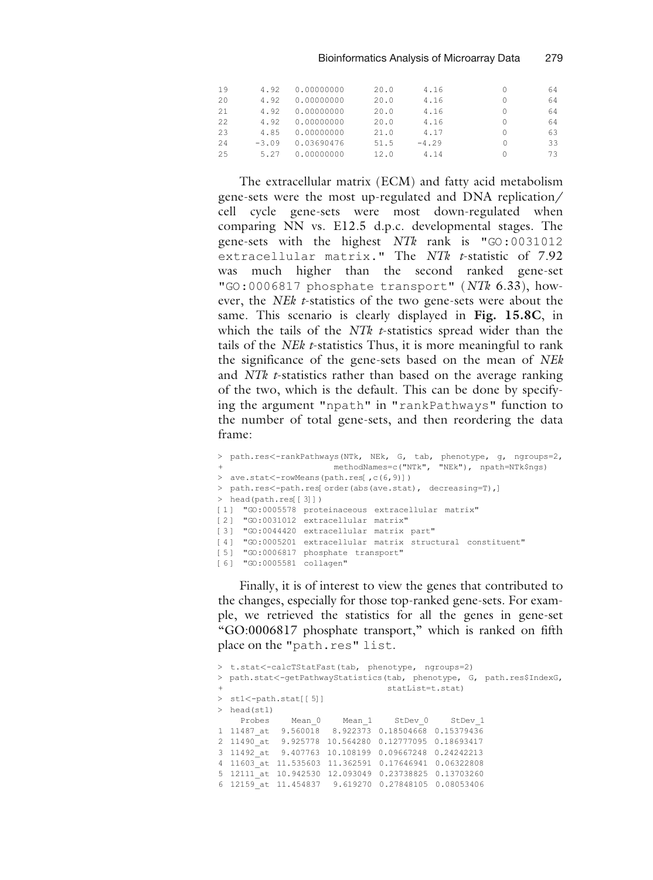```
19     4.92  0.00000000    20.0     4.16          0        64
20     4.92  0.00000000    20.0     4.16          0        64
21     4.92  0.00000000    20.0     4.16          0        64
22     4.92  0.00000000    20.0     4.16          0        64
23     4.85  0.00000000    21.0     4.17          0        63
24    -3.09  0.03690476    51.5    -4.29          0        33
25     5.27  0.00000000    12.0     4.14          0        73
```

The extracellular matrix (ECM) and fatty acid metabolism gene-sets were the most up-regulated and DNA replication/cell cycle gene-sets were most down-regulated when comparing NN vs. E12.5 d.p.c. developmental stages. The gene-sets with the highest *NTk* rank is "GO:0031012 extracellular matrix." The *NTk* *t*-statistic of 7.92 was much higher than the second ranked gene-set "GO:0006817 phosphate transport" (*NTk* 6.33), however, the *NEk* *t*-statistics of the two gene-sets were about the same. This scenario is clearly displayed in **Fig. 15.8C**, in which the tails of the *NTk* *t*-statistics spread wider than the tails of the *NEk* *t*-statistics Thus, it is more meaningful to rank the significance of the gene-sets based on the mean of *NEk* and *NTk* *t*-statistics rather than based on the average ranking of the two, which is the default. This can be done by specifying the argument "npath" in "rankPathways" function to the number of total gene-sets, and then reordering the data frame:

```
> path.res<-rankPathways(NTk, NEk, G, tab, phenotype, g, ngroups=2,
+                    methodNames=c("NTk", "NEk"), npath=NTk$ngs)
> ave.stat<-rowMeans(path.res[ ,c(6,9)])
> path.res<-path.res[ order(abs(ave.stat), decreasing=T),]
> head(path.res[[ 3]])
[1] "GO:0005578 proteinaceous extracellular matrix"
[2] "GO:0031012 extracellular matrix"
[3] "GO:0044420 extracellular matrix part"
[4] "GO:0005201 extracellular matrix structural constituent"
[5] "GO:0006817 phosphate transport"
[6] "GO:0005581 collagen"
```

Finally, it is of interest to view the genes that contributed to the changes, especially for those top-ranked gene-sets. For example, we retrieved the statistics for all the genes in gene-set "GO:0006817 phosphate transport," which is ranked on fifth place on the "path.res" list.

```
> t.stat<-calcTStatFast(tab, phenotype, ngroups=2)
> path.stat<-getPathwayStatistics(tab, phenotype, G, path.res$IndexG,
+                                   statList=t.stat)
> st1<-path.stat[[ 5]]
> head(st1)
    Probes    Mean_0    Mean_1    StDev_0    StDev_1
1 11487_at  9.560018  8.922373 0.18504668 0.15379436
2 11490_at  9.925778 10.564280 0.12777095 0.18693417
3 11492_at  9.407763 10.108199 0.09667248 0.24242213
4 11603_at 11.535603 11.362591 0.17646941 0.06322808
5 12111_at 10.942530 12.093049 0.23738825 0.13703260
6 12159_at 11.454837  9.619270 0.27848105 0.08053406
```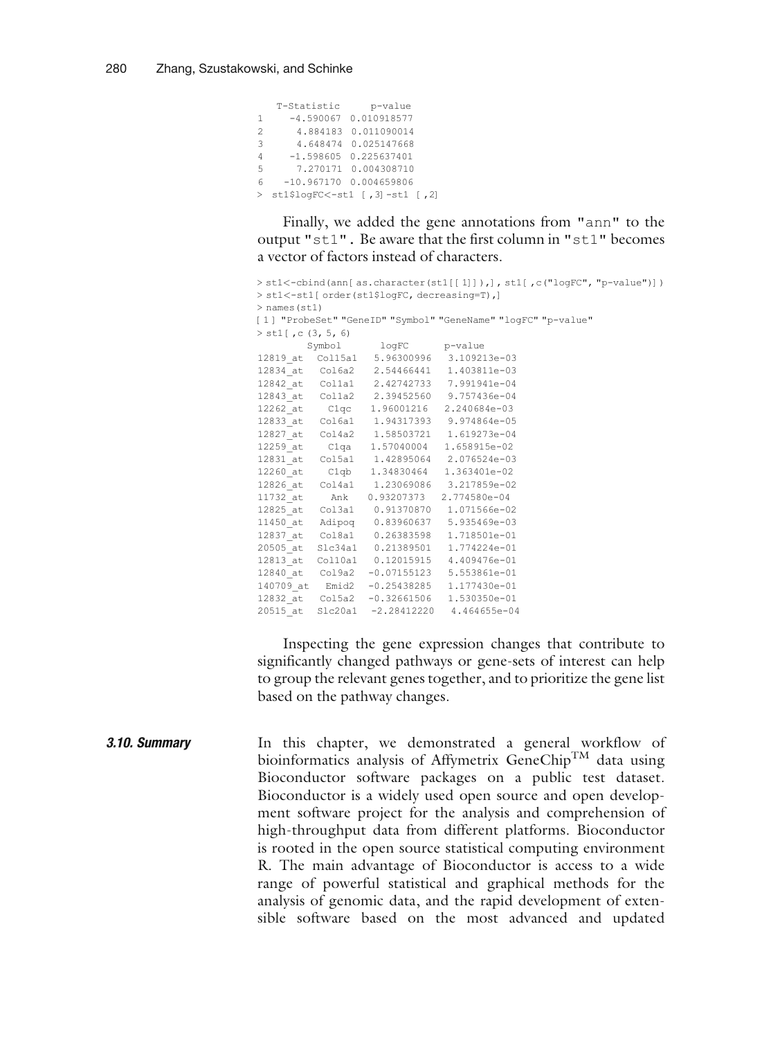```
   T-Statistic     p-value
1    -4.590067 0.010918577
2     4.884183 0.011090014
3     4.648474 0.025147668
4    -1.598605 0.225637401
5     7.270171 0.004308710
6   -10.967170 0.004659806
> st1$logFC<-st1 [ ,3]-st1 [ ,2]
```

Finally, we added the gene annotations from "ann" to the output "st1". Be aware that the first column in "st1" becomes a vector of factors instead of characters.

```
> st1<-cbind(ann[ as.character(st1[[1]]),], st1[ ,c("logFC", "p-value")])
> st1<-st1[ order(st1$logFC, decreasing=T),]
> names(st1)
[1] "ProbeSet" "GeneID" "Symbol" "GeneName" "logFC" "p-value"
> st1[ ,c (3, 5, 6)
          Symbol      logFC      p-value
12819_at  Col15a1   5.96300996   3.109213e-03
12834_at  Col6a2    2.54466441   1.403811e-03
12842_at  Col1a1    2.42742733   7.991941e-04
12843_at  Col1a2    2.39452560   9.757436e-04
12262_at    C1qc    1.96001216   2.240684e-03
12833_at  Col6a1    1.94317393   9.974864e-05
12827_at  Col4a2    1.58503721   1.619273e-04
12259_at    C1qa    1.57040004   1.658915e-02
12831_at  Col5a1    1.42895064   2.076524e-03
12260_at    C1qb    1.34830464   1.363401e-02
12826_at  Col4a1    1.23069086   3.217859e-02
11732_at     Ank    0.93207373   2.774580e-04
12825_at  Col3a1    0.91370870   1.071566e-02
11450_at  Adipoq    0.83960637   5.935469e-03
12837_at  Col8a1    0.26383598   1.718501e-01
20505_at  Slc34a1   0.21389501   1.774224e-01
12813_at  Col10a1   0.12015915   4.409476e-01
12840_at  Col9a2   -0.07155123   5.553861e-01
140709_at  Emid2   -0.25438285   1.177430e-01
12832_at  Col5a2   -0.32661506   1.530350e-01
20515_at  Slc20a1  -2.28412220   4.464655e-04
```

Inspecting the gene expression changes that contribute to significantly changed pathways or gene-sets of interest can help to group the relevant genes together, and to prioritize the gene list based on the pathway changes.

### 3.10. Summary

In this chapter, we demonstrated a general workflow of bioinformatics analysis of Affymetrix GeneChip$^{TM}$ data using Bioconductor software packages on a public test dataset. Bioconductor is a widely used open source and open development software project for the analysis and comprehension of high-throughput data from different platforms. Bioconductor is rooted in the open source statistical computing environment R. The main advantage of Bioconductor is access to a wide range of powerful statistical and graphical methods for the analysis of genomic data, and the rapid development of extensible software based on the most advanced and updated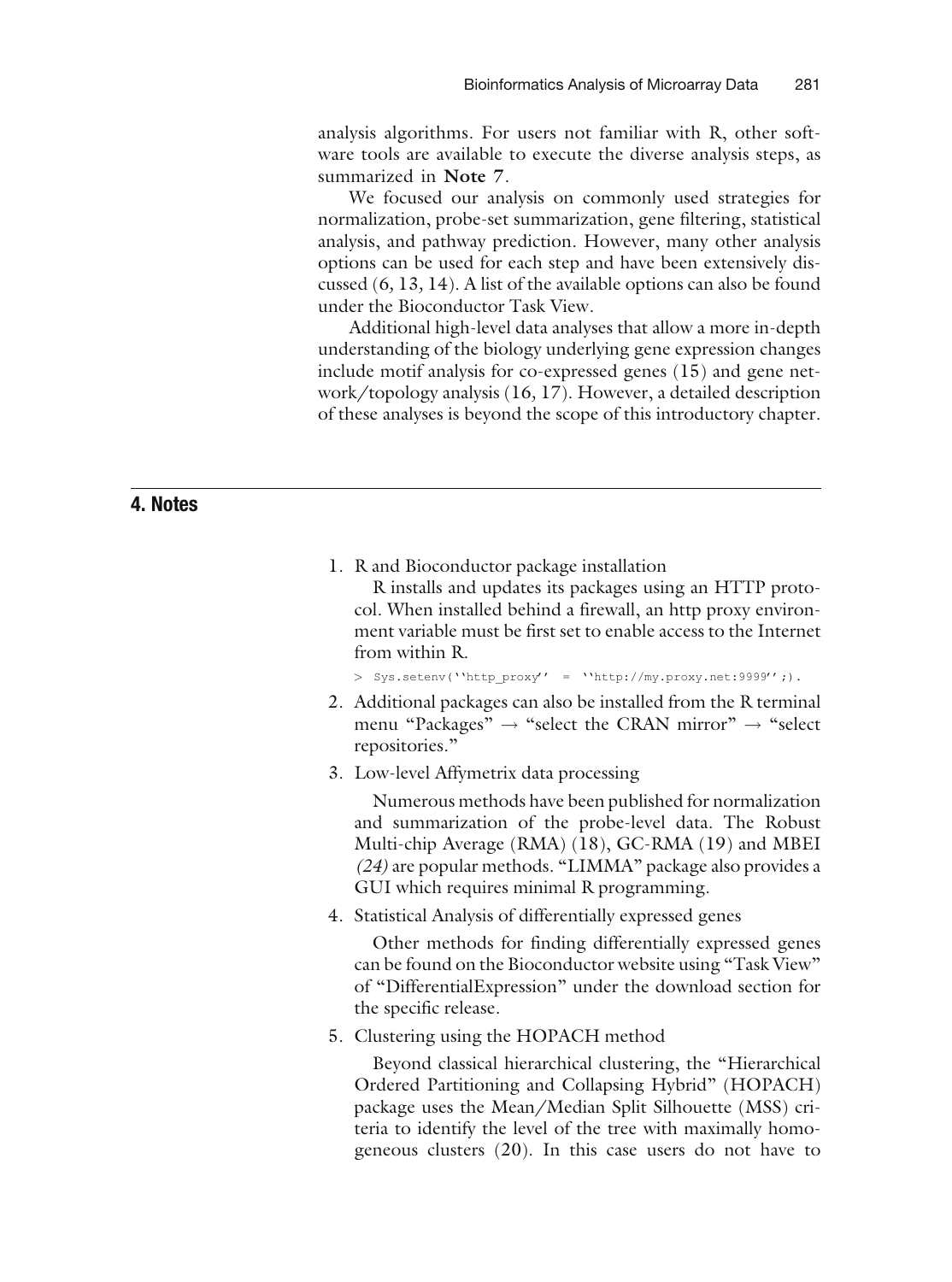analysis algorithms. For users not familiar with R, other software tools are available to execute the diverse analysis steps, as summarized in **Note 7**.

We focused our analysis on commonly used strategies for normalization, probe-set summarization, gene filtering, statistical analysis, and pathway prediction. However, many other analysis options can be used for each step and have been extensively discussed (6, 13, 14). A list of the available options can also be found under the Bioconductor Task View.

Additional high-level data analyses that allow a more in-depth understanding of the biology underlying gene expression changes include motif analysis for co-expressed genes (15) and gene network/topology analysis (16, 17). However, a detailed description of these analyses is beyond the scope of this introductory chapter.

## 4. Notes

1. R and Bioconductor package installation

   R installs and updates its packages using an HTTP protocol. When installed behind a firewall, an http proxy environment variable must be first set to enable access to the Internet from within R.

   ```
   > Sys.setenv(''http_proxy'' = ''http://my.proxy.net:9999'';).
   ```

2. Additional packages can also be installed from the R terminal menu "Packages" → "select the CRAN mirror" → "select repositories."

3. Low-level Affymetrix data processing

   Numerous methods have been published for normalization and summarization of the probe-level data. The Robust Multi-chip Average (RMA) (18), GC-RMA (19) and MBEI *(24)* are popular methods. "LIMMA" package also provides a GUI which requires minimal R programming.

4. Statistical Analysis of differentially expressed genes

   Other methods for finding differentially expressed genes can be found on the Bioconductor website using "Task View" of "DifferentialExpression" under the download section for the specific release.

5. Clustering using the HOPACH method

   Beyond classical hierarchical clustering, the "Hierarchical Ordered Partitioning and Collapsing Hybrid" (HOPACH) package uses the Mean/Median Split Silhouette (MSS) criteria to identify the level of the tree with maximally homogeneous clusters (20). In this case users do not have to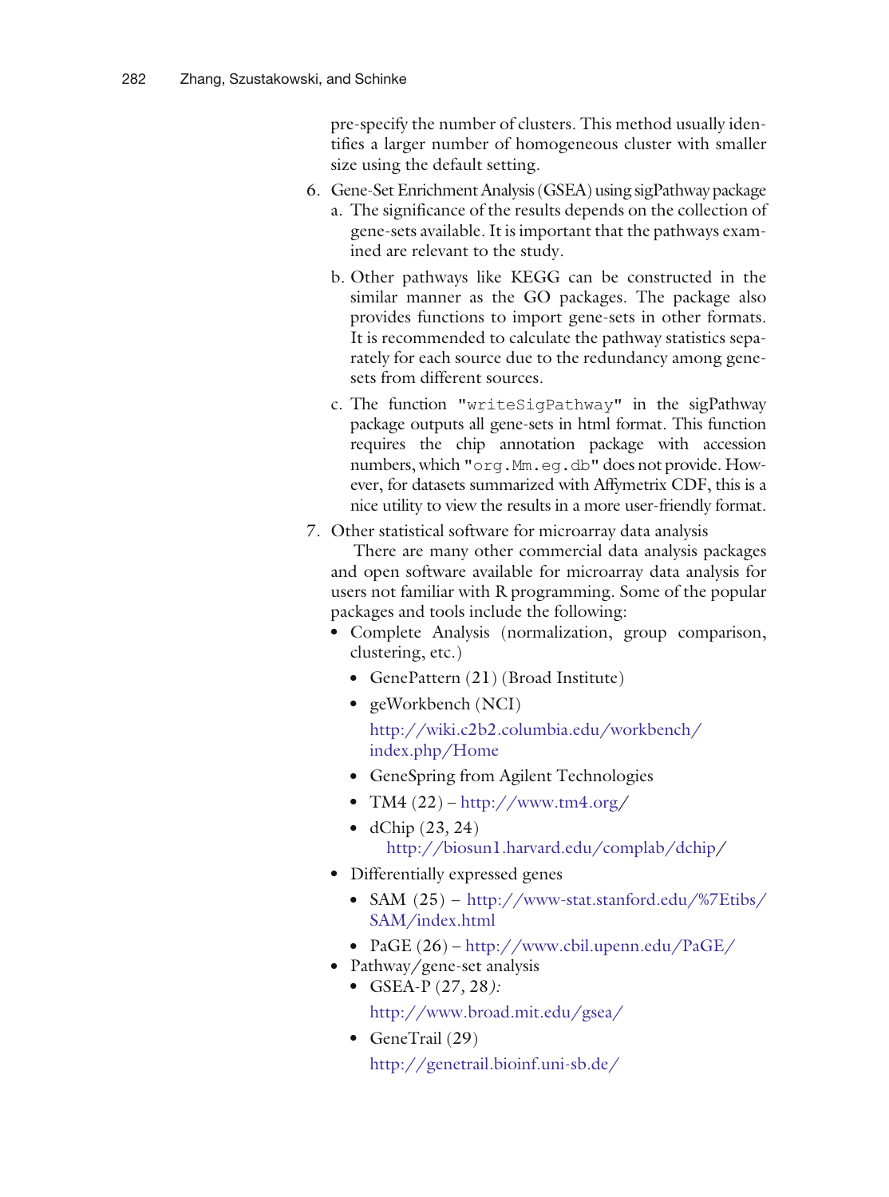pre-specify the number of clusters. This method usually identifies a larger number of homogeneous cluster with smaller size using the default setting.

6. Gene-Set Enrichment Analysis (GSEA) using sigPathway package
   a. The significance of the results depends on the collection of gene-sets available. It is important that the pathways examined are relevant to the study.
   b. Other pathways like KEGG can be constructed in the similar manner as the GO packages. The package also provides functions to import gene-sets in other formats. It is recommended to calculate the pathway statistics separately for each source due to the redundancy among gene-sets from different sources.
   c. The function "`writeSigPathway`" in the sigPathway package outputs all gene-sets in html format. This function requires the chip annotation package with accession numbers, which "`org.Mm.eg.db`" does not provide. However, for datasets summarized with Affymetrix CDF, this is a nice utility to view the results in a more user-friendly format.
7. Other statistical software for microarray data analysis

   There are many other commercial data analysis packages and open software available for microarray data analysis for users not familiar with R programming. Some of the popular packages and tools include the following:
   - Complete Analysis (normalization, group comparison, clustering, etc.)
     - GenePattern (21) (Broad Institute)
     - geWorkbench (NCI)
       
       http://wiki.c2b2.columbia.edu/workbench/index.php/Home
     - GeneSpring from Agilent Technologies
     - TM4 (22) – http://www.tm4.org/
     - dChip (23, 24)
       
       http://biosun1.harvard.edu/complab/dchip/
   - Differentially expressed genes
     - SAM (25) – http://www-stat.stanford.edu/%7Etibs/SAM/index.html
     - PaGE (26) – http://www.cbil.upenn.edu/PaGE/
   - Pathway/gene-set analysis
     - GSEA-P (27, 28):
       
       http://www.broad.mit.edu/gsea/
     - GeneTrail (29)
       
       http://genetrail.bioinf.uni-sb.de/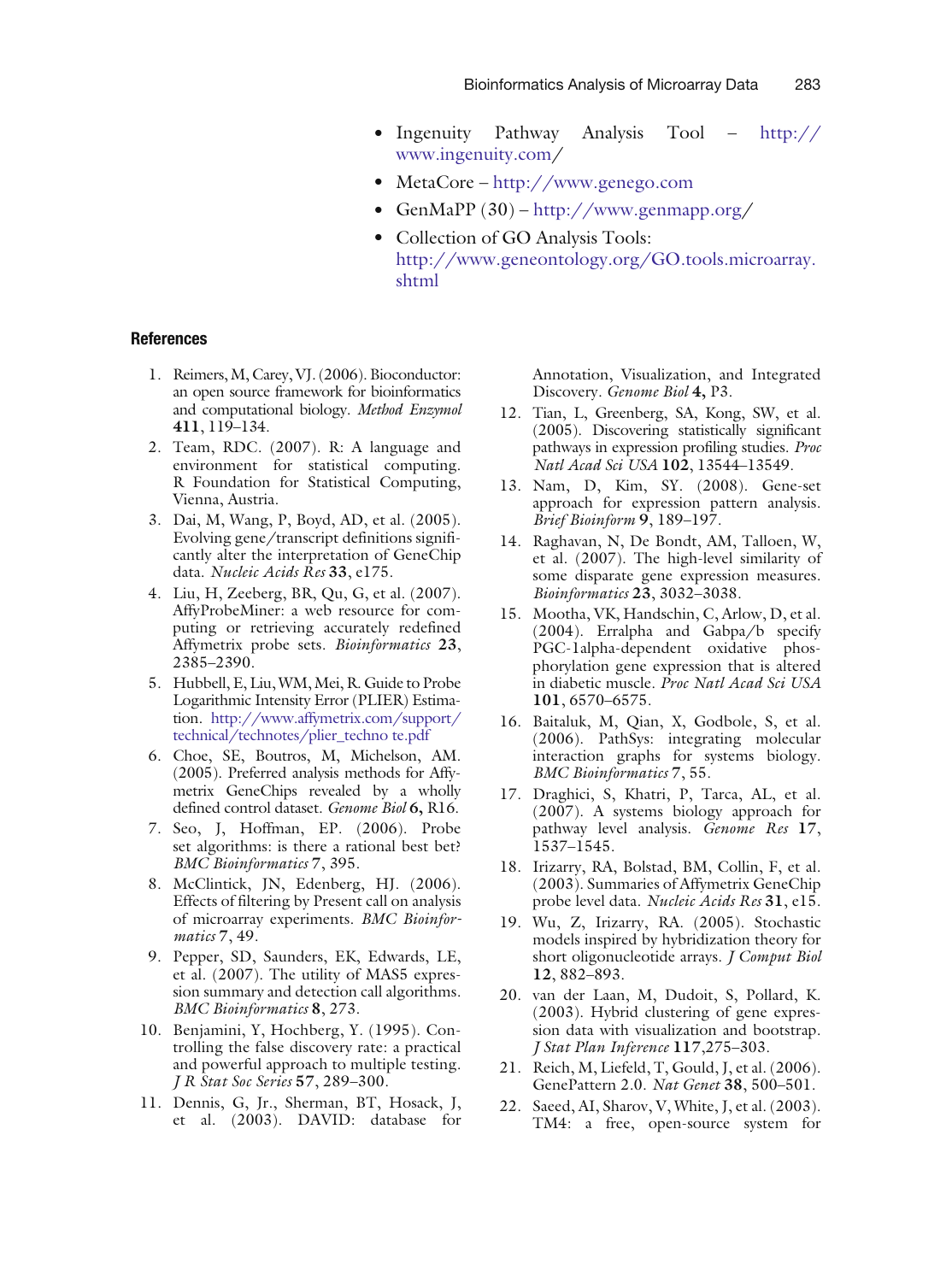- Ingenuity Pathway Analysis Tool – http://www.ingenuity.com/
- MetaCore – http://www.genego.com
- GenMaPP (30) – http://www.genmapp.org/
- Collection of GO Analysis Tools: http://www.geneontology.org/GO.tools.microarray.shtml

## References

1. Reimers, M, Carey, VJ. (2006). Bioconductor: an open source framework for bioinformatics and computational biology. *Method Enzymol* **411**, 119–134.
2. Team, RDC. (2007). R: A language and environment for statistical computing. R Foundation for Statistical Computing, Vienna, Austria.
3. Dai, M, Wang, P, Boyd, AD, et al. (2005). Evolving gene/transcript definitions significantly alter the interpretation of GeneChip data. *Nucleic Acids Res* **33**, e175.
4. Liu, H, Zeeberg, BR, Qu, G, et al. (2007). AffyProbeMiner: a web resource for computing or retrieving accurately redefined Affymetrix probe sets. *Bioinformatics* **23**, 2385–2390.
5. Hubbell, E, Liu, WM, Mei, R. Guide to Probe Logarithmic Intensity Error (PLIER) Estimation. http://www.affymetrix.com/support/technical/technotes/plier_techno te.pdf
6. Choe, SE, Boutros, M, Michelson, AM. (2005). Preferred analysis methods for Affymetrix GeneChips revealed by a wholly defined control dataset. *Genome Biol* **6,** R16.
7. Seo, J, Hoffman, EP. (2006). Probe set algorithms: is there a rational best bet? *BMC Bioinformatics* **7**, 395.
8. McClintick, JN, Edenberg, HJ. (2006). Effects of filtering by Present call on analysis of microarray experiments. *BMC Bioinformatics* **7**, 49.
9. Pepper, SD, Saunders, EK, Edwards, LE, et al. (2007). The utility of MAS5 expression summary and detection call algorithms. *BMC Bioinformatics* **8**, 273.
10. Benjamini, Y, Hochberg, Y. (1995). Controlling the false discovery rate: a practical and powerful approach to multiple testing. *J R Stat Soc Series* **57**, 289–300.
11. Dennis, G, Jr., Sherman, BT, Hosack, J, et al. (2003). DAVID: database for Annotation, Visualization, and Integrated Discovery. *Genome Biol* **4,** P3.
12. Tian, L, Greenberg, SA, Kong, SW, et al. (2005). Discovering statistically significant pathways in expression profiling studies. *Proc Natl Acad Sci USA* **102**, 13544–13549.
13. Nam, D, Kim, SY. (2008). Gene-set approach for expression pattern analysis. *Brief Bioinform* **9**, 189–197.
14. Raghavan, N, De Bondt, AM, Talloen, W, et al. (2007). The high-level similarity of some disparate gene expression measures. *Bioinformatics* **23**, 3032–3038.
15. Mootha, VK, Handschin, C, Arlow, D, et al. (2004). Erralpha and Gabpa/b specify PGC-1alpha-dependent oxidative phosphorylation gene expression that is altered in diabetic muscle. *Proc Natl Acad Sci USA* **101**, 6570–6575.
16. Baitaluk, M, Qian, X, Godbole, S, et al. (2006). PathSys: integrating molecular interaction graphs for systems biology. *BMC Bioinformatics* **7**, 55.
17. Draghici, S, Khatri, P, Tarca, AL, et al. (2007). A systems biology approach for pathway level analysis. *Genome Res* **17**, 1537–1545.
18. Irizarry, RA, Bolstad, BM, Collin, F, et al. (2003). Summaries of Affymetrix GeneChip probe level data. *Nucleic Acids Res* **31**, e15.
19. Wu, Z, Irizarry, RA. (2005). Stochastic models inspired by hybridization theory for short oligonucleotide arrays. *J Comput Biol* **12**, 882–893.
20. van der Laan, M, Dudoit, S, Pollard, K. (2003). Hybrid clustering of gene expression data with visualization and bootstrap. *J Stat Plan Inference* **117**,275–303.
21. Reich, M, Liefeld, T, Gould, J, et al. (2006). GenePattern 2.0. *Nat Genet* **38**, 500–501.
22. Saeed, AI, Sharov, V, White, J, et al. (2003). TM4: a free, open-source system for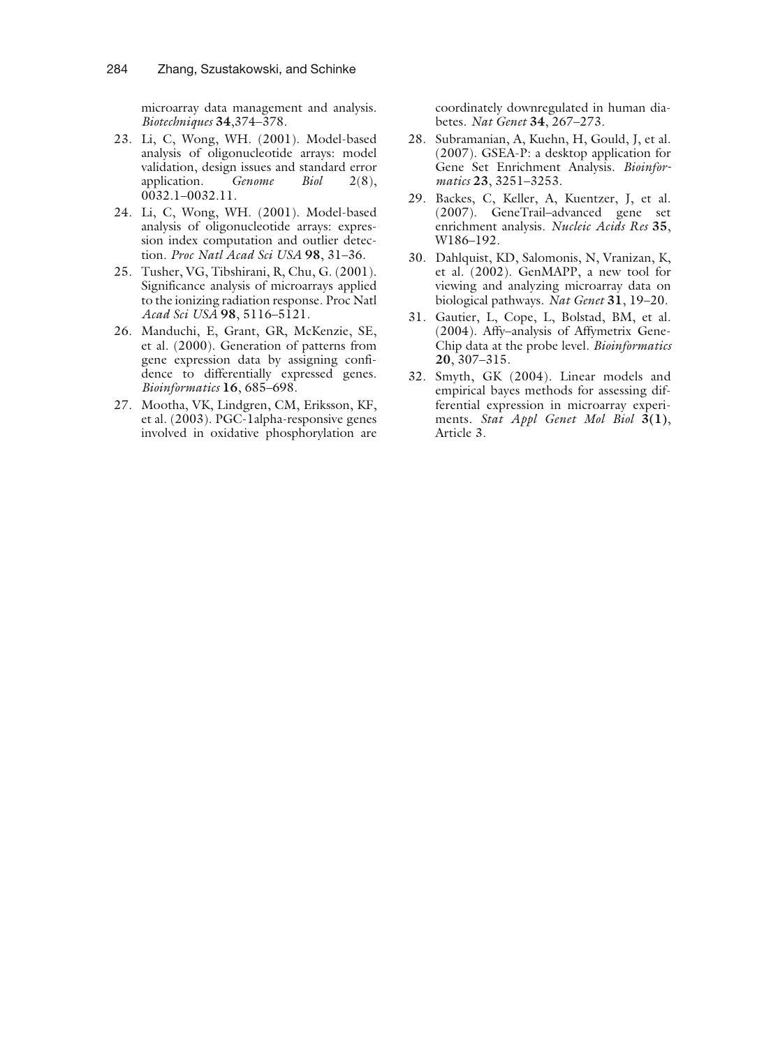microarray data management and analysis. *Biotechniques* **34**,374–378.

23. Li, C, Wong, WH. (2001). Model-based analysis of oligonucleotide arrays: model validation, design issues and standard error application. *Genome Biol* 2(8), 0032.1–0032.11.
24. Li, C, Wong, WH. (2001). Model-based analysis of oligonucleotide arrays: expression index computation and outlier detection. *Proc Natl Acad Sci USA* **98**, 31–36.
25. Tusher, VG, Tibshirani, R, Chu, G. (2001). Significance analysis of microarrays applied to the ionizing radiation response. Proc Natl *Acad Sci USA* **98**, 5116–5121.
26. Manduchi, E, Grant, GR, McKenzie, SE, et al. (2000). Generation of patterns from gene expression data by assigning confidence to differentially expressed genes. *Bioinformatics* **16**, 685–698.
27. Mootha, VK, Lindgren, CM, Eriksson, KF, et al. (2003). PGC-1alpha-responsive genes involved in oxidative phosphorylation are coordinately downregulated in human diabetes. *Nat Genet* **34**, 267–273.
28. Subramanian, A, Kuehn, H, Gould, J, et al. (2007). GSEA-P: a desktop application for Gene Set Enrichment Analysis. *Bioinformatics* **23**, 3251–3253.
29. Backes, C, Keller, A, Kuentzer, J, et al. (2007). GeneTrail–advanced gene set enrichment analysis. *Nucleic Acids Res* **35**, W186–192.
30. Dahlquist, KD, Salomonis, N, Vranizan, K, et al. (2002). GenMAPP, a new tool for viewing and analyzing microarray data on biological pathways. *Nat Genet* **31**, 19–20.
31. Gautier, L, Cope, L, Bolstad, BM, et al. (2004). Affy–analysis of Affymetrix GeneChip data at the probe level. *Bioinformatics* **20**, 307–315.
32. Smyth, GK (2004). Linear models and empirical bayes methods for assessing differential expression in microarray experiments. *Stat Appl Genet Mol Biol* **3(1)**, Article 3.